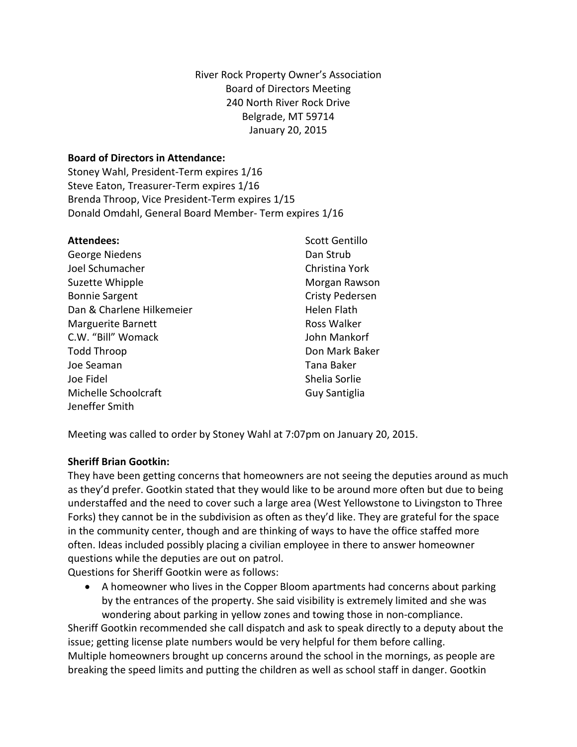River Rock Property Owner's Association
Board of Directors Meeting
240 North River Rock Drive
Belgrade, MT 59714
January 20, 2015

**Board of Directors in Attendance:**
Stoney Wahl, President-Term expires 1/16
Steve Eaton, Treasurer-Term expires 1/16
Brenda Throop, Vice President-Term expires 1/15
Donald Omdahl, General Board Member- Term expires 1/16

**Attendees:**
George Niedens
Joel Schumacher
Suzette Whipple
Bonnie Sargent
Dan & Charlene Hilkemeier
Marguerite Barnett
C.W. "Bill" Womack
Todd Throop
Joe Seaman
Joe Fidel
Michelle Schoolcraft
Jeneffer Smith
Scott Gentillo
Dan Strub
Christina York
Morgan Rawson
Cristy Pedersen
Helen Flath
Ross Walker
John Mankorf
Don Mark Baker
Tana Baker
Shelia Sorlie
Guy Santiglia

Meeting was called to order by Stoney Wahl at 7:07pm on January 20, 2015.

**Sheriff Brian Gootkin:**
They have been getting concerns that homeowners are not seeing the deputies around as much as they'd prefer. Gootkin stated that they would like to be around more often but due to being understaffed and the need to cover such a large area (West Yellowstone to Livingston to Three Forks) they cannot be in the subdivision as often as they'd like. They are grateful for the space in the community center, though and are thinking of ways to have the office staffed more often. Ideas included possibly placing a civilian employee in there to answer homeowner questions while the deputies are out on patrol.
Questions for Sheriff Gootkin were as follows:

- A homeowner who lives in the Copper Bloom apartments had concerns about parking by the entrances of the property. She said visibility is extremely limited and she was wondering about parking in yellow zones and towing those in non-compliance.

Sheriff Gootkin recommended she call dispatch and ask to speak directly to a deputy about the issue; getting license plate numbers would be very helpful for them before calling.
Multiple homeowners brought up concerns around the school in the mornings, as people are breaking the speed limits and putting the children as well as school staff in danger. Gootkin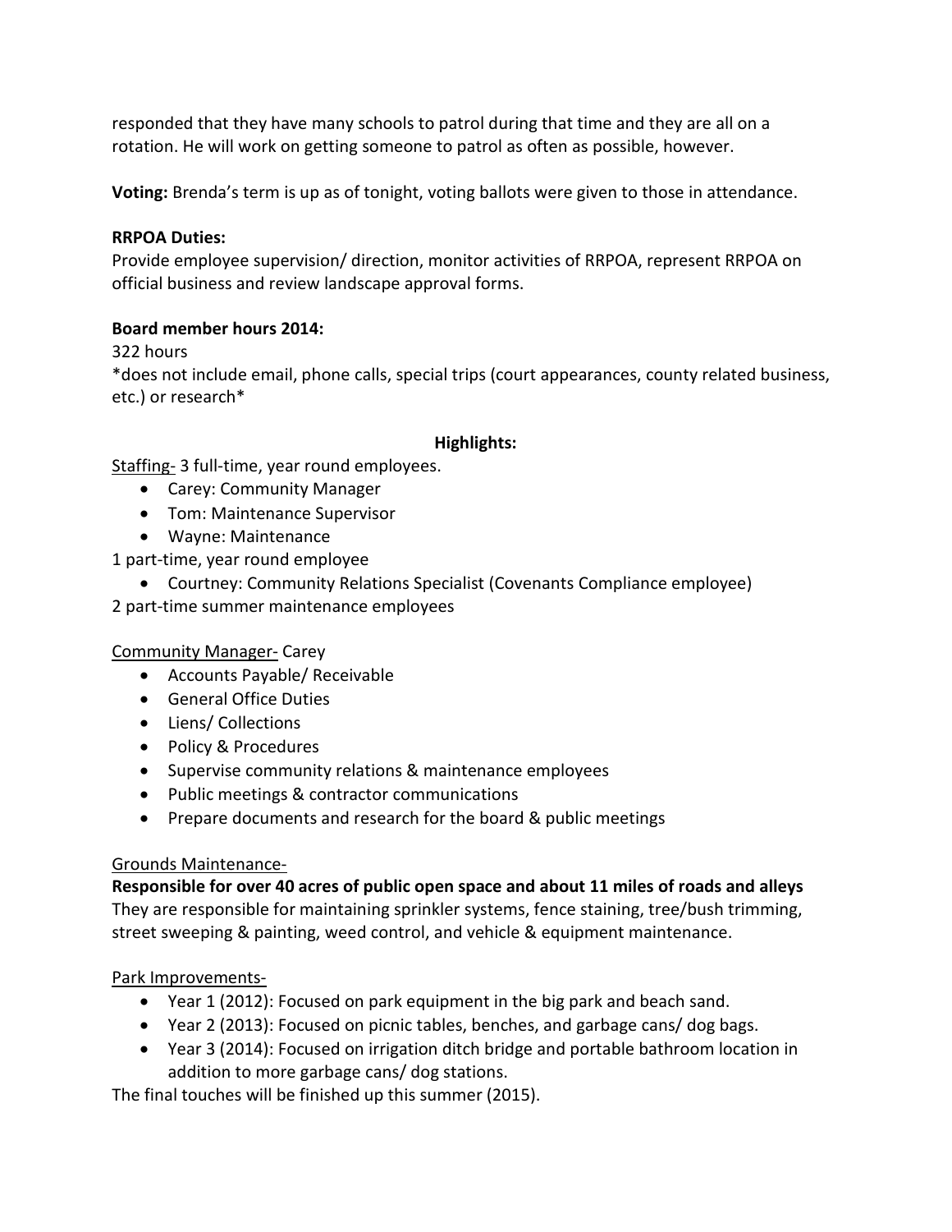responded that they have many schools to patrol during that time and they are all on a rotation. He will work on getting someone to patrol as often as possible, however.

**Voting:** Brenda's term is up as of tonight, voting ballots were given to those in attendance.

**RRPOA Duties:**
Provide employee supervision/ direction, monitor activities of RRPOA, represent RRPOA on official business and review landscape approval forms.

**Board member hours 2014:**
322 hours
*does not include email, phone calls, special trips (court appearances, county related business, etc.) or research*

**Highlights:**

Staffing- 3 full-time, year round employees.

- Carey: Community Manager
- Tom: Maintenance Supervisor
- Wayne: Maintenance

1 part-time, year round employee

- Courtney: Community Relations Specialist (Covenants Compliance employee)

2 part-time summer maintenance employees

Community Manager- Carey

- Accounts Payable/ Receivable
- General Office Duties
- Liens/ Collections
- Policy & Procedures
- Supervise community relations & maintenance employees
- Public meetings & contractor communications
- Prepare documents and research for the board & public meetings

Grounds Maintenance-

**Responsible for over 40 acres of public open space and about 11 miles of roads and alleys**
They are responsible for maintaining sprinkler systems, fence staining, tree/bush trimming, street sweeping & painting, weed control, and vehicle & equipment maintenance.

Park Improvements-

- Year 1 (2012): Focused on park equipment in the big park and beach sand.
- Year 2 (2013): Focused on picnic tables, benches, and garbage cans/ dog bags.
- Year 3 (2014): Focused on irrigation ditch bridge and portable bathroom location in addition to more garbage cans/ dog stations.

The final touches will be finished up this summer (2015).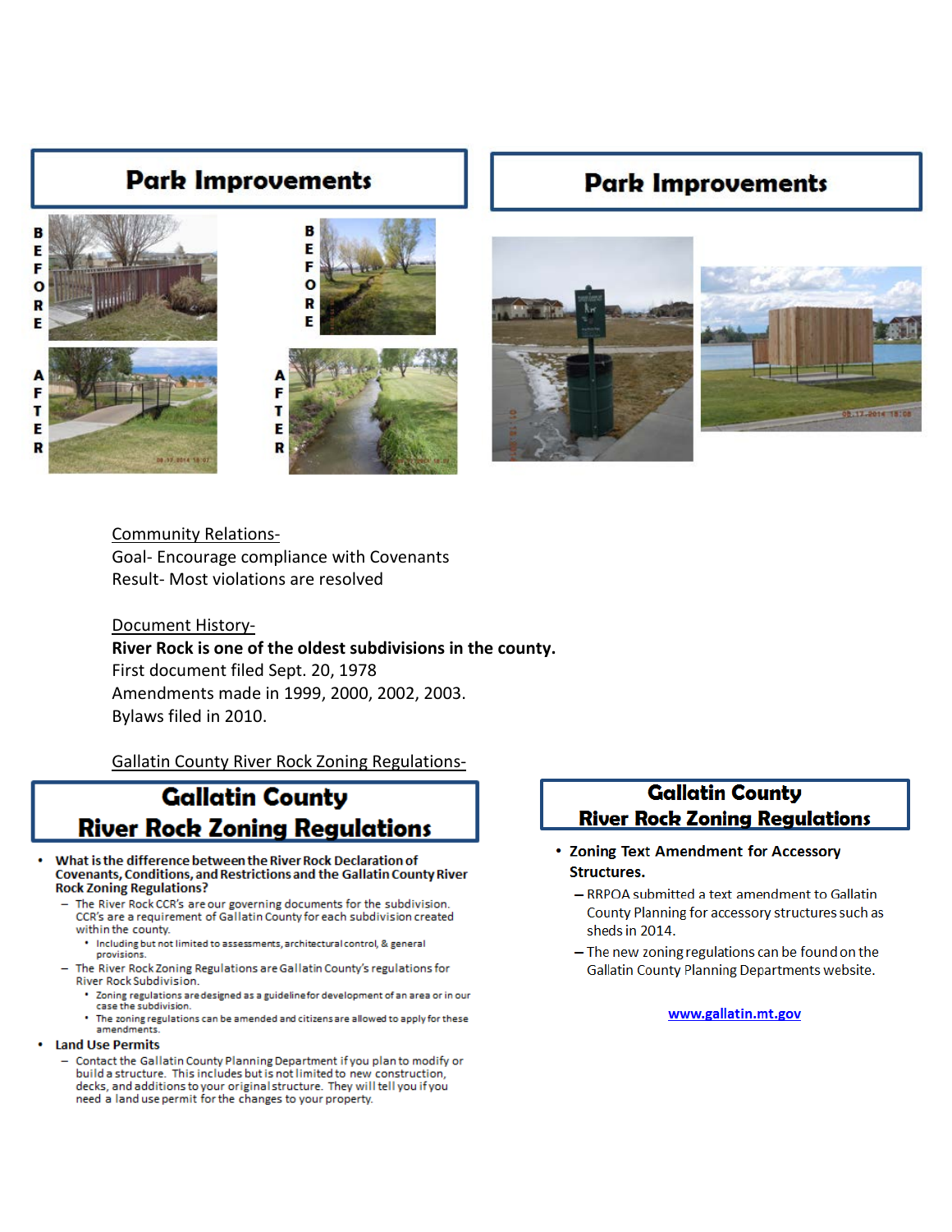## Park Improvements

BEFORE

AFTER

BEFORE

AFTER

## Park Improvements

Community Relations-

Goal- Encourage compliance with Covenants

Result- Most violations are resolved

Document History-

**River Rock is one of the oldest subdivisions in the county.**

First document filed Sept. 20, 1978

Amendments made in 1999, 2000, 2002, 2003.

Bylaws filed in 2010.

Gallatin County River Rock Zoning Regulations-

## Gallatin County River Rock Zoning Regulations

- **What is the difference between the River Rock Declaration of Covenants, Conditions, and Restrictions and the Gallatin County River Rock Zoning Regulations?**
  - The River Rock CCR's are our governing documents for the subdivision. CCR's are a requirement of Gallatin County for each subdivision created within the county.
    - Including but not limited to assessments, architectural control, & general provisions.
  - The River Rock Zoning Regulations are Gallatin County's regulations for River Rock Subdivision.
    - Zoning regulations are designed as a guideline for development of an area or in our case the subdivision.
    - The zoning regulations can be amended and citizens are allowed to apply for these amendments.
- **Land Use Permits**
  - Contact the Gallatin County Planning Department if you plan to modify or build a structure. This includes but is not limited to new construction, decks, and additions to your original structure. They will tell you if you need a land use permit for the changes to your property.

## Gallatin County River Rock Zoning Regulations

- **Zoning Text Amendment for Accessory Structures.**
  - RRPOA submitted a text amendment to Gallatin County Planning for accessory structures such as sheds in 2014.
  - The new zoning regulations can be found on the Gallatin County Planning Departments website.

www.gallatin.mt.gov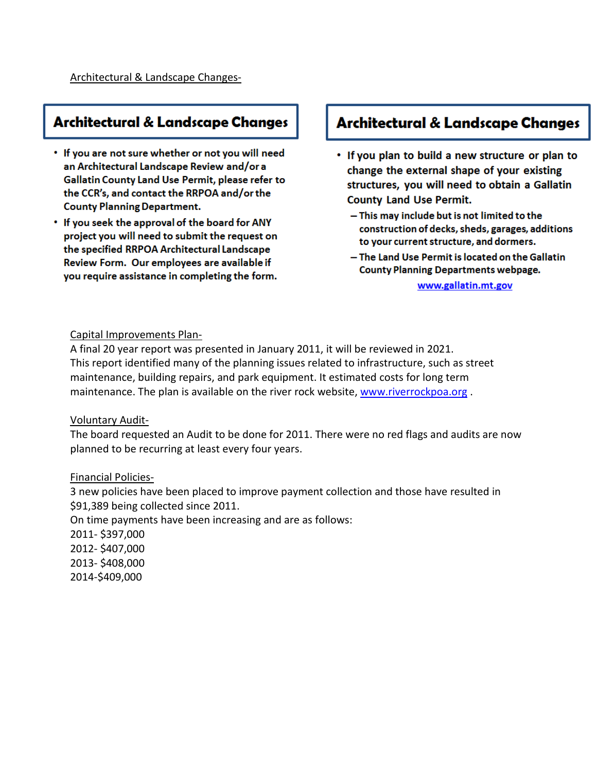Architectural & Landscape Changes-

## Architectural & Landscape Changes

- If you are not sure whether or not you will need an Architectural Landscape Review and/or a Gallatin County Land Use Permit, please refer to the CCR's, and contact the RRPOA and/or the County Planning Department.
- If you seek the approval of the board for ANY project you will need to submit the request on the specified RRPOA Architectural Landscape Review Form. Our employees are available if you require assistance in completing the form.

## Architectural & Landscape Changes

- If you plan to build a new structure or plan to change the external shape of your existing structures, you will need to obtain a Gallatin County Land Use Permit.
  - This may include but is not limited to the construction of decks, sheds, garages, additions to your current structure, and dormers.
  - The Land Use Permit is located on the Gallatin County Planning Departments webpage.

  www.gallatin.mt.gov

Capital Improvements Plan-

A final 20 year report was presented in January 2011, it will be reviewed in 2021. This report identified many of the planning issues related to infrastructure, such as street maintenance, building repairs, and park equipment. It estimated costs for long term maintenance. The plan is available on the river rock website, www.riverrockpoa.org .

Voluntary Audit-

The board requested an Audit to be done for 2011. There were no red flags and audits are now planned to be recurring at least every four years.

Financial Policies-

3 new policies have been placed to improve payment collection and those have resulted in $91,389 being collected since 2011.

On time payments have been increasing and are as follows:

2011- $397,000

2012- $407,000

2013- $408,000

2014-$409,000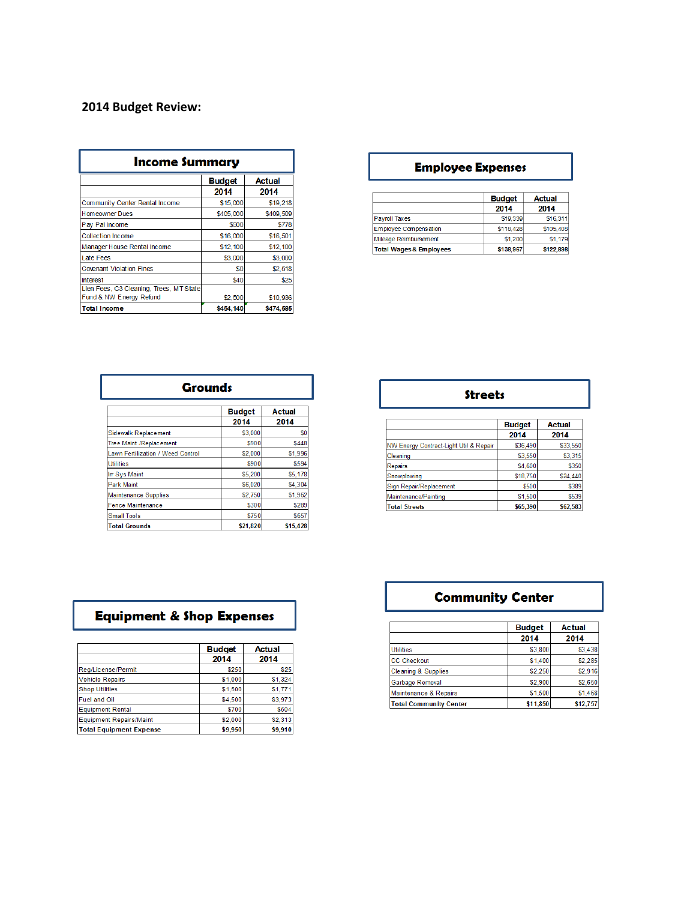## 2014 Budget Review:

### Income Summary

| | Budget 2014 | Actual 2014 |
|---|---|---|
| Community Center Rental Income | $15,000 | $19,218 |
| Homeowner Dues | $405,000 | $409,509 |
| Pay Pal Income | $500 | $778 |
| Collection Income | $16,000 | $16,501 |
| Manager House Rental Income | $12,100 | $12,100 |
| Late Fees | $3,000 | $3,000 |
| Covenant Violation Fines | $0 | $2,518 |
| Interest | $40 | $25 |
| Lien Fees, C3 Cleaning, Trees, MT State Fund & NW Energy Refund | $2,500 | $10,936 |
| **Total Income** | **$454,140** | **$474,585** |

### Employee Expenses

| | Budget 2014 | Actual 2014 |
|---|---|---|
| Payroll Taxes | $19,339 | $16,311 |
| Employee Compensation | $118,428 | $105,408 |
| Mileage Reimbursement | $1,200 | $1,179 |
| **Total Wages & Employees** | **$138,967** | **$122,898** |

### Grounds

| | Budget 2014 | Actual 2014 |
|---|---|---|
| Sidewalk Replacement | $3,000 | $0 |
| Tree Maint./Replacement | $900 | $448 |
| Lawn Fertilization / Weed Control | $2,000 | $1,996 |
| Utilities | $900 | $594 |
| Irr Sys Maint | $5,200 | $5,178 |
| Park Maint | $6,020 | $4,304 |
| Maintenance Supplies | $2,750 | $1,962 |
| Fence Maintenance | $300 | $289 |
| Small Tools | $750 | $657 |
| **Total Grounds** | **$21,820** | **$15,428** |

### Streets

| | Budget 2014 | Actual 2014 |
|---|---|---|
| NW Energy Contract-Light Util & Repair | $36,490 | $33,550 |
| Cleaning | $3,550 | $3,315 |
| Repairs | $4,600 | $350 |
| Snowplowing | $18,750 | $24,440 |
| Sign Repair/Replacement | $500 | $389 |
| Maintenance/Painting | $1,500 | $539 |
| **Total Streets** | **$65,390** | **$62,583** |

### Equipment & Shop Expenses

| | Budget 2014 | Actual 2014 |
|---|---|---|
| Reg/License/Permit | $250 | $25 |
| Vehicle Repairs | $1,000 | $1,324 |
| Shop Utilities | $1,500 | $1,771 |
| Fuel and Oil | $4,500 | $3,973 |
| Equipment Rental | $700 | $504 |
| Equipment Repairs/Maint | $2,000 | $2,313 |
| **Total Equipment Expense** | **$9,950** | **$9,910** |

### Community Center

| | Budget 2014 | Actual 2014 |
|---|---|---|
| Utilities | $3,800 | $3,438 |
| CC Checkout | $1,400 | $2,285 |
| Cleaning & Supplies | $2,250 | $2,916 |
| Garbage Removal | $2,900 | $2,650 |
| Maintenance & Repairs | $1,500 | $1,468 |
| **Total Community Center** | **$11,850** | **$12,757** |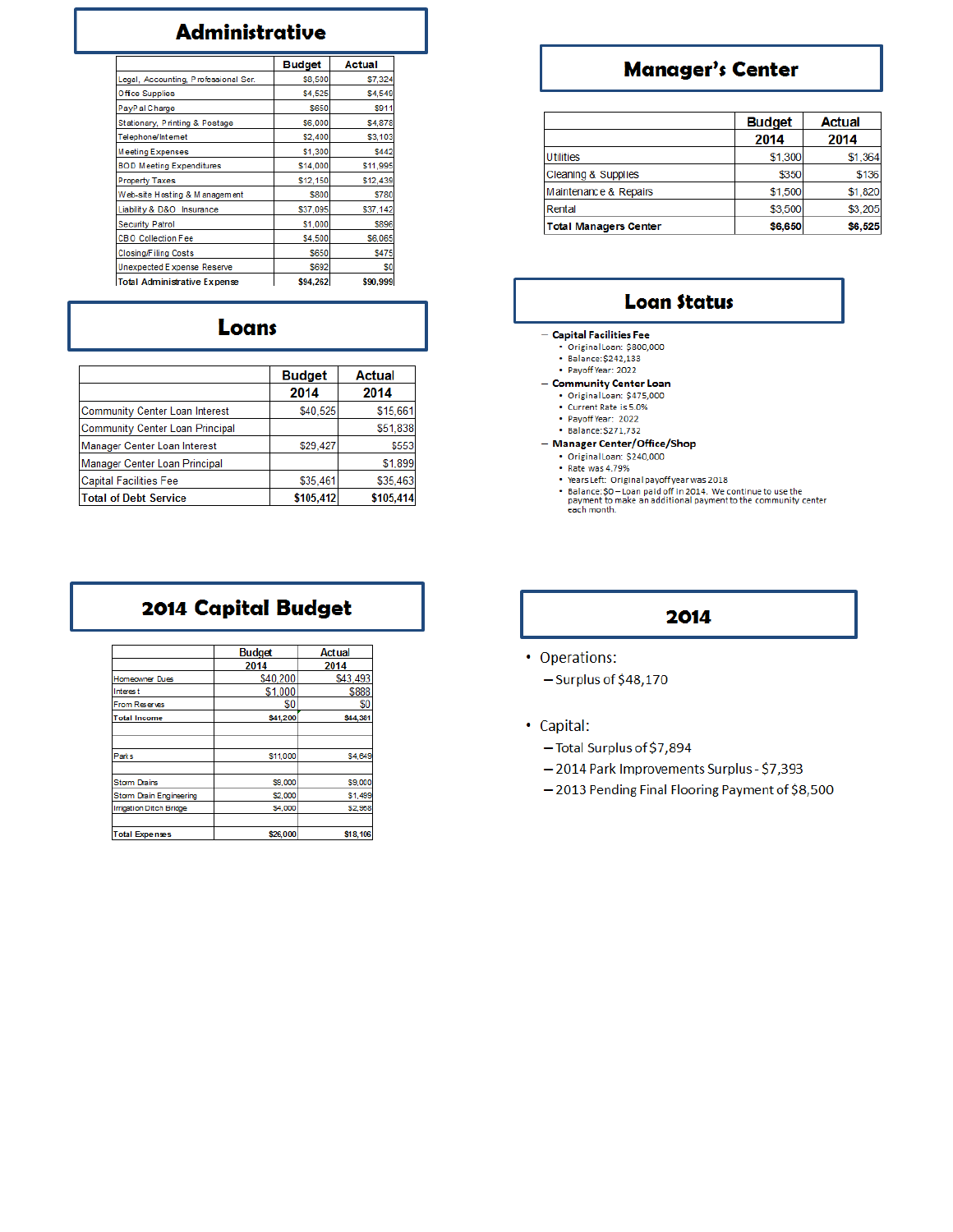## Administrative

| | Budget | Actual |
|---|---|---|
| Legal, Accounting, Professional Ser. | $8,500 | $7,324 |
| Office Supplies | $4,525 | $4,549 |
| PayPal Charge | $650 | $911 |
| Stationery, Printing & Postage | $6,000 | $4,878 |
| Telephone/Internet | $2,400 | $3,103 |
| Meeting Expenses | $1,300 | $442 |
| BOD Meeting Expenditures | $14,000 | $11,995 |
| Property Taxes | $12,150 | $12,439 |
| Web-site Hosting & Management | $800 | $780 |
| Liability & D&O Insurance | $37,095 | $37,142 |
| Security Patrol | $1,000 | $896 |
| CBC Collection Fee | $4,500 | $6,065 |
| Closing/Filing Costs | $650 | $475 |
| Unexpected Expense Reserve | $692 | $0 |
| **Total Administrative Expense** | **$94,262** | **$90,999** |

## Manager's Center

| | Budget 2014 | Actual 2014 |
|---|---|---|
| Utilities | $1,300 | $1,364 |
| Cleaning & Supplies | $350 | $136 |
| Maintenance & Repairs | $1,500 | $1,820 |
| Rental | $3,500 | $3,205 |
| **Total Managers Center** | **$6,650** | **$6,525** |

## Loans

| | Budget 2014 | Actual 2014 |
|---|---|---|
| Community Center Loan Interest | $40,525 | $15,661 |
| Community Center Loan Principal | | $51,838 |
| Manager Center Loan Interest | $29,427 | $553 |
| Manager Center Loan Principal | | $1,899 |
| Capital Facilities Fee | $35,461 | $35,463 |
| **Total of Debt Service** | **$105,412** | **$105,414** |

## Loan Status

- **Capital Facilities Fee**
  - Original Loan: $800,000
  - Balance: $242,138
  - Payoff Year: 2022
- **Community Center Loan**
  - Original Loan: $475,000
  - Current Rate is 5.0%
  - Payoff Year: 2022
  - Balance: $271,732
- **Manager Center/Office/Shop**
  - Original Loan: $240,000
  - Rate was 4.79%
  - Years Left: Original payoff year was 2018
  - Balance: $0 – Loan paid off in 2014. We continue to use the payment to make an additional payment to the community center each month.

## 2014 Capital Budget

| | Budget 2014 | Actual 2014 |
|---|---|---|
| Homeowner Dues | $40,200 | $43,493 |
| Interest | $1,000 | $888 |
| From Reserves | $0 | $0 |
| **Total Income** | **$41,200** | **$44,381** |
| | | |
| | | |
| Parks | $11,000 | $4,649 |
| | | |
| Storm Drains | $9,000 | $9,000 |
| Storm Drain Engineering | $2,000 | $1,499 |
| Irrigation Ditch Bridge | $4,000 | $2,958 |
| | | |
| **Total Expenses** | **$26,000** | **$18,106** |

## 2014

- Operations:
  - Surplus of $48,170
- Capital:
  - Total Surplus of $7,894
  - 2014 Park Improvements Surplus - $7,393
  - 2013 Pending Final Flooring Payment of $8,500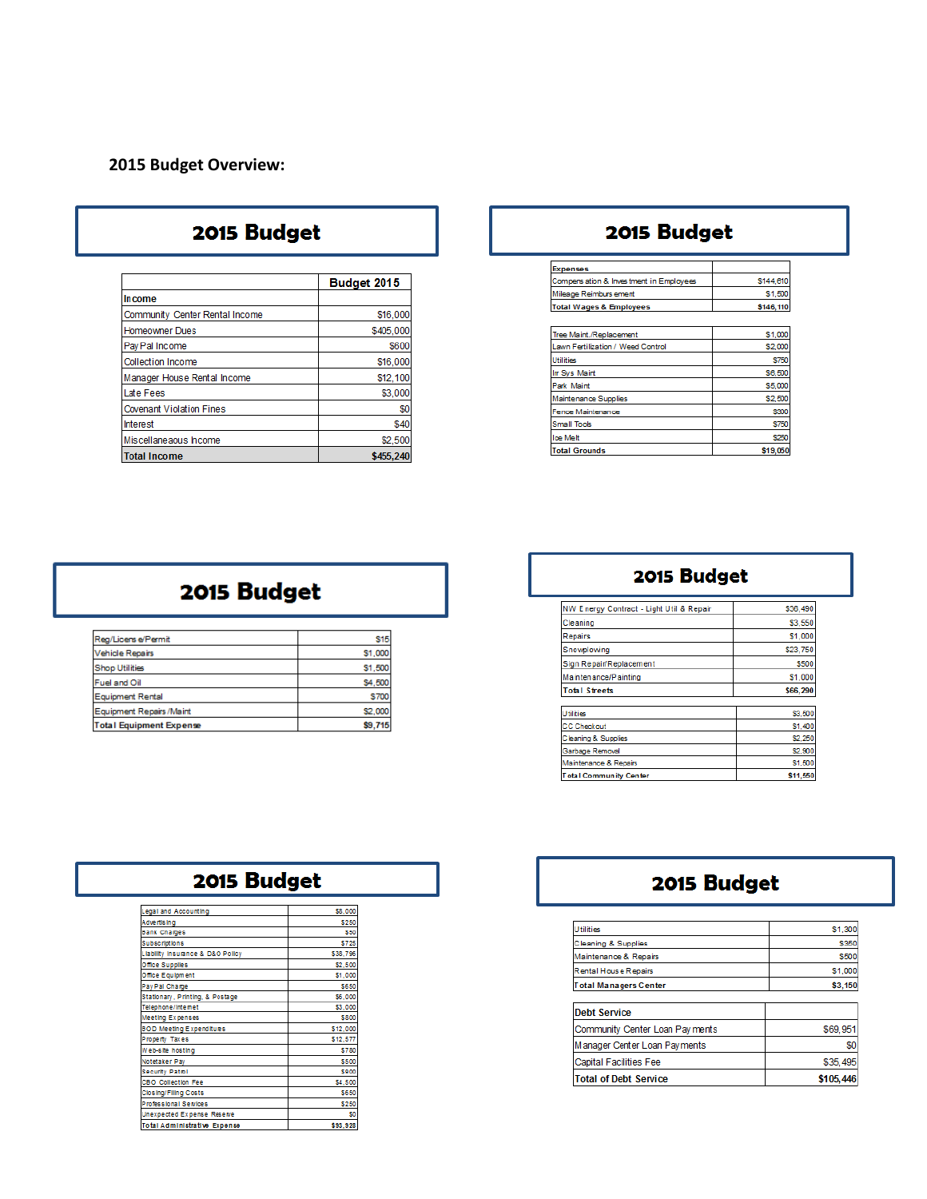**2015 Budget Overview:**

## 2015 Budget

| | Budget 2015 |
|---|---|
| Income | |
| Community Center Rental Income | $16,000 |
| Homeowner Dues | $405,000 |
| Pay Pal Income | $600 |
| Collection Income | $16,000 |
| Manager House Rental Income | $12,100 |
| Late Fees | $3,000 |
| Covenant Violation Fines | $0 |
| Interest | $40 |
| Miscellaneaous Income | $2,500 |
| **Total Income** | **$455,240** |

## 2015 Budget

| Expenses | |
|---|---|
| Compensation & Investment in Employees | $144,610 |
| Mileage Reimbursement | $1,500 |
| **Total Wages & Employees** | **$146,110** |

| | |
|---|---|
| Tree Maint./Replacement | $1,000 |
| Lawn Fertilization / Weed Control | $2,000 |
| Utilities | $750 |
| Ir Sys Maint | $6,500 |
| Park Maint | $5,000 |
| Maintenance Supplies | $2,500 |
| Fence Maintenance | $300 |
| Small Tools | $750 |
| Ice Melt | $250 |
| **Total Grounds** | **$19,050** |

## 2015 Budget

| | |
|---|---|
| Reg/License/Permit | $15 |
| Vehicle Repairs | $1,000 |
| Shop Utilities | $1,500 |
| Fuel and Oil | $4,500 |
| Equipment Rental | $700 |
| Equipment Repairs/Maint | $2,000 |
| **Total Equipment Expense** | **$9,715** |

## 2015 Budget

| | |
|---|---|
| NW Energy Contract - Light Util & Repair | $36,490 |
| Cleaning | $3,550 |
| Repairs | $1,000 |
| Snowplowing | $23,750 |
| Sign Repair/Replacement | $500 |
| Maintenance/Painting | $1,000 |
| **Total Streets** | **$66,290** |

| | |
|---|---|
| Utilities | $3,500 |
| CC Checkout | $1,400 |
| Cleaning & Supplies | $2,250 |
| Garbage Removal | $2,900 |
| Maintenance & Repairs | $1,500 |
| **Total Community Center** | **$11,550** |

## 2015 Budget

| | |
|---|---|
| Legal and Accounting | $8,000 |
| Advertising | $250 |
| Bank Charges | $50 |
| Subscriptions | $725 |
| Liability Insurance & D&O Policy | $38,796 |
| Office Supplies | $2,500 |
| Office Equipment | $1,000 |
| Pay Pal Charge | $650 |
| Stationary, Printing, & Postage | $6,000 |
| Telephone/Internet | $3,000 |
| Meeting Expenses | $600 |
| BOD Meeting Expenditures | $12,000 |
| Property Taxes | $12,577 |
| Web-site hosting | $780 |
| Notetaker Pay | $500 |
| Security Patrol | $900 |
| CBO Collection Fee | $4,500 |
| Closing/Filing Costs | $650 |
| Professional Services | $250 |
| Unexpected Expense Reserve | $0 |
| **Total Administrative Expense** | **$93,928** |

## 2015 Budget

| | |
|---|---|
| Utilities | $1,300 |
| Cleaning & Supplies | $350 |
| Maintenance & Repairs | $500 |
| Rental House Repairs | $1,000 |
| **Total Managers Center** | **$3,150** |

| Debt Service | |
|---|---|
| Community Center Loan Payments | $69,951 |
| Manager Center Loan Payments | $0 |
| Capital Facilities Fee | $35,495 |
| **Total of Debt Service** | **$105,446** |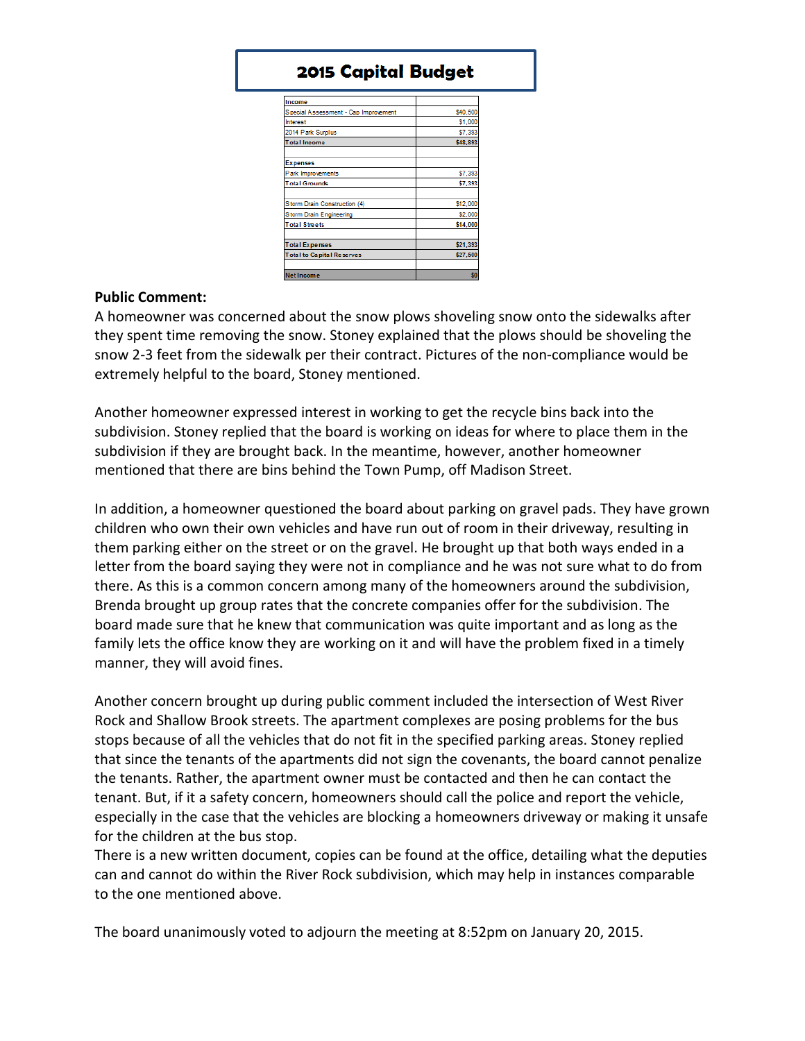## 2015 Capital Budget

| | |
|---|---|
| **Income** | |
| Special Assessment - Cap Improvement | $40,500 |
| Interest | $1,000 |
| 2014 Park Surplus | $7,393 |
| **Total Income** | **$48,893** |
| | |
| **Expenses** | |
| Park Improvements | $7,393 |
| **Total Grounds** | **$7,393** |
| | |
| Storm Drain Construction (4) | $12,000 |
| Storm Drain Engineering | $2,000 |
| **Total Streets** | **$14,000** |
| | |
| **Total Expenses** | **$21,393** |
| **Total to Capital Reserves** | **$27,500** |
| | |
| **Net Income** | **$0** |

**Public Comment:**

A homeowner was concerned about the snow plows shoveling snow onto the sidewalks after they spent time removing the snow. Stoney explained that the plows should be shoveling the snow 2-3 feet from the sidewalk per their contract. Pictures of the non-compliance would be extremely helpful to the board, Stoney mentioned.

Another homeowner expressed interest in working to get the recycle bins back into the subdivision. Stoney replied that the board is working on ideas for where to place them in the subdivision if they are brought back. In the meantime, however, another homeowner mentioned that there are bins behind the Town Pump, off Madison Street.

In addition, a homeowner questioned the board about parking on gravel pads. They have grown children who own their own vehicles and have run out of room in their driveway, resulting in them parking either on the street or on the gravel. He brought up that both ways ended in a letter from the board saying they were not in compliance and he was not sure what to do from there. As this is a common concern among many of the homeowners around the subdivision, Brenda brought up group rates that the concrete companies offer for the subdivision. The board made sure that he knew that communication was quite important and as long as the family lets the office know they are working on it and will have the problem fixed in a timely manner, they will avoid fines.

Another concern brought up during public comment included the intersection of West River Rock and Shallow Brook streets. The apartment complexes are posing problems for the bus stops because of all the vehicles that do not fit in the specified parking areas. Stoney replied that since the tenants of the apartments did not sign the covenants, the board cannot penalize the tenants. Rather, the apartment owner must be contacted and then he can contact the tenant. But, if it a safety concern, homeowners should call the police and report the vehicle, especially in the case that the vehicles are blocking a homeowners driveway or making it unsafe for the children at the bus stop.
There is a new written document, copies can be found at the office, detailing what the deputies can and cannot do within the River Rock subdivision, which may help in instances comparable to the one mentioned above.

The board unanimously voted to adjourn the meeting at 8:52pm on January 20, 2015.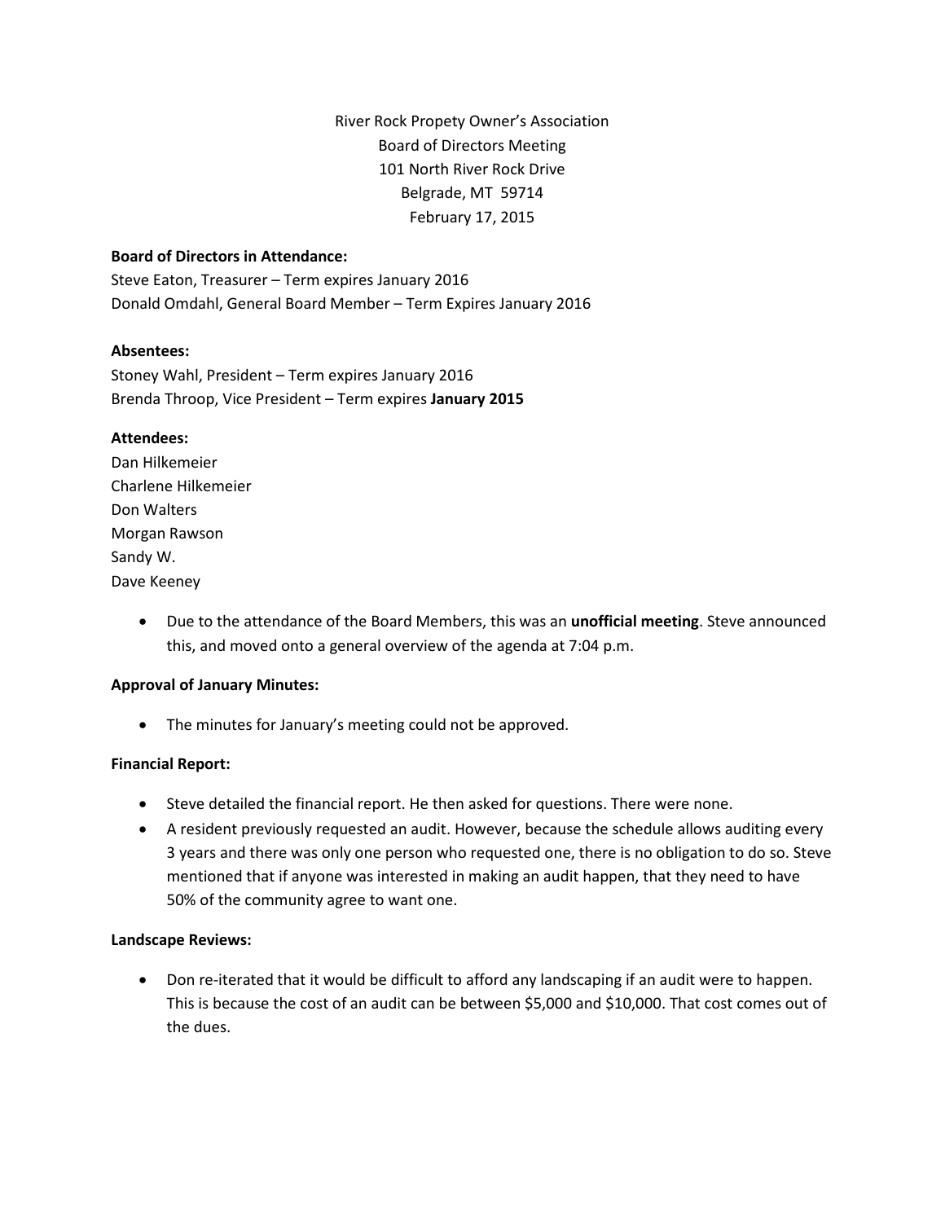River Rock Propety Owner's Association
Board of Directors Meeting
101 North River Rock Drive
Belgrade, MT 59714
February 17, 2015

**Board of Directors in Attendance:**
Steve Eaton, Treasurer – Term expires January 2016
Donald Omdahl, General Board Member – Term Expires January 2016

**Absentees:**
Stoney Wahl, President – Term expires January 2016
Brenda Throop, Vice President – Term expires **January 2015**

**Attendees:**
Dan Hilkemeier
Charlene Hilkemeier
Don Walters
Morgan Rawson
Sandy W.
Dave Keeney

- Due to the attendance of the Board Members, this was an **unofficial meeting**. Steve announced this, and moved onto a general overview of the agenda at 7:04 p.m.

**Approval of January Minutes:**

- The minutes for January's meeting could not be approved.

**Financial Report:**

- Steve detailed the financial report. He then asked for questions. There were none.
- A resident previously requested an audit. However, because the schedule allows auditing every 3 years and there was only one person who requested one, there is no obligation to do so. Steve mentioned that if anyone was interested in making an audit happen, that they need to have 50% of the community agree to want one.

**Landscape Reviews:**

- Don re-iterated that it would be difficult to afford any landscaping if an audit were to happen. This is because the cost of an audit can be between $5,000 and $10,000. That cost comes out of the dues.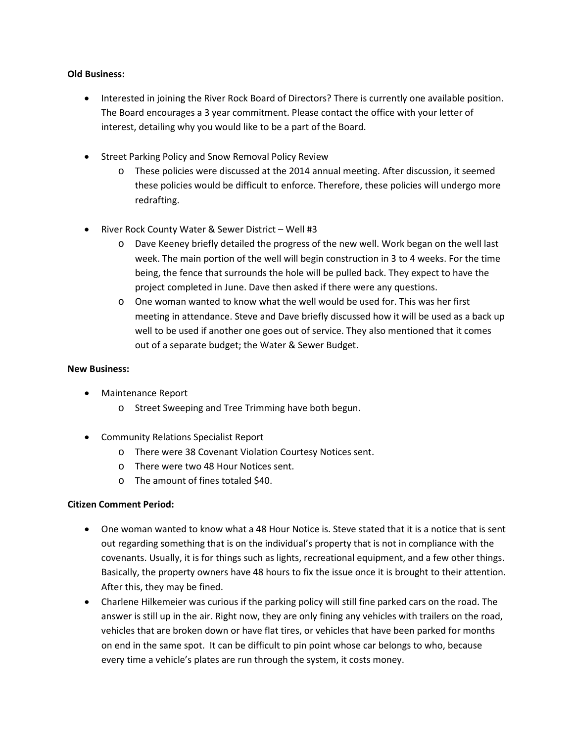**Old Business:**

- Interested in joining the River Rock Board of Directors? There is currently one available position. The Board encourages a 3 year commitment. Please contact the office with your letter of interest, detailing why you would like to be a part of the Board.

- Street Parking Policy and Snow Removal Policy Review
  - These policies were discussed at the 2014 annual meeting. After discussion, it seemed these policies would be difficult to enforce. Therefore, these policies will undergo more redrafting.

- River Rock County Water & Sewer District – Well #3
  - Dave Keeney briefly detailed the progress of the new well. Work began on the well last week. The main portion of the well will begin construction in 3 to 4 weeks. For the time being, the fence that surrounds the hole will be pulled back. They expect to have the project completed in June. Dave then asked if there were any questions.
  - One woman wanted to know what the well would be used for. This was her first meeting in attendance. Steve and Dave briefly discussed how it will be used as a back up well to be used if another one goes out of service. They also mentioned that it comes out of a separate budget; the Water & Sewer Budget.

**New Business:**

- Maintenance Report
  - Street Sweeping and Tree Trimming have both begun.

- Community Relations Specialist Report
  - There were 38 Covenant Violation Courtesy Notices sent.
  - There were two 48 Hour Notices sent.
  - The amount of fines totaled $40.

**Citizen Comment Period:**

- One woman wanted to know what a 48 Hour Notice is. Steve stated that it is a notice that is sent out regarding something that is on the individual's property that is not in compliance with the covenants. Usually, it is for things such as lights, recreational equipment, and a few other things. Basically, the property owners have 48 hours to fix the issue once it is brought to their attention. After this, they may be fined.
- Charlene Hilkemeier was curious if the parking policy will still fine parked cars on the road. The answer is still up in the air. Right now, they are only fining any vehicles with trailers on the road, vehicles that are broken down or have flat tires, or vehicles that have been parked for months on end in the same spot. It can be difficult to pin point whose car belongs to who, because every time a vehicle's plates are run through the system, it costs money.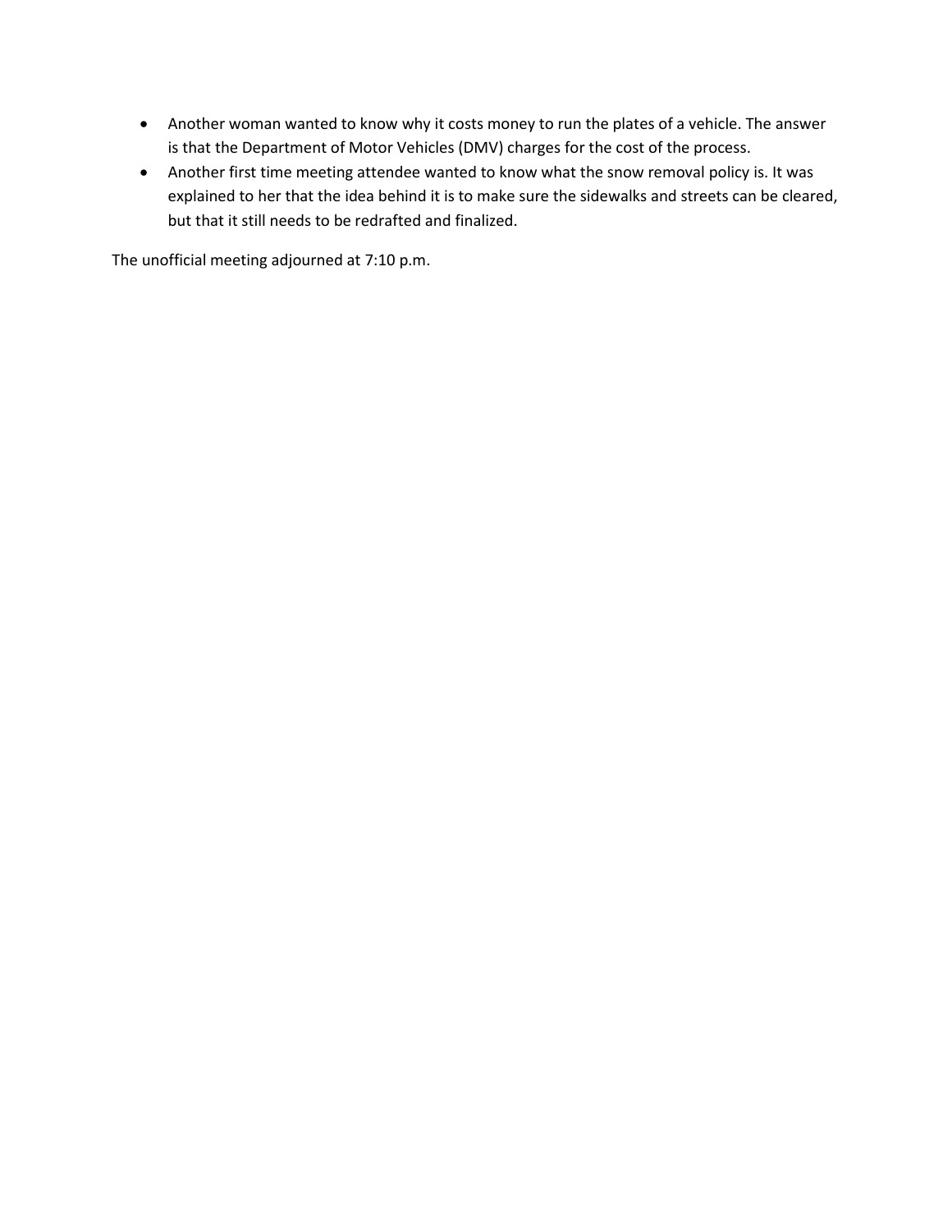- Another woman wanted to know why it costs money to run the plates of a vehicle. The answer is that the Department of Motor Vehicles (DMV) charges for the cost of the process.
- Another first time meeting attendee wanted to know what the snow removal policy is. It was explained to her that the idea behind it is to make sure the sidewalks and streets can be cleared, but that it still needs to be redrafted and finalized.

The unofficial meeting adjourned at 7:10 p.m.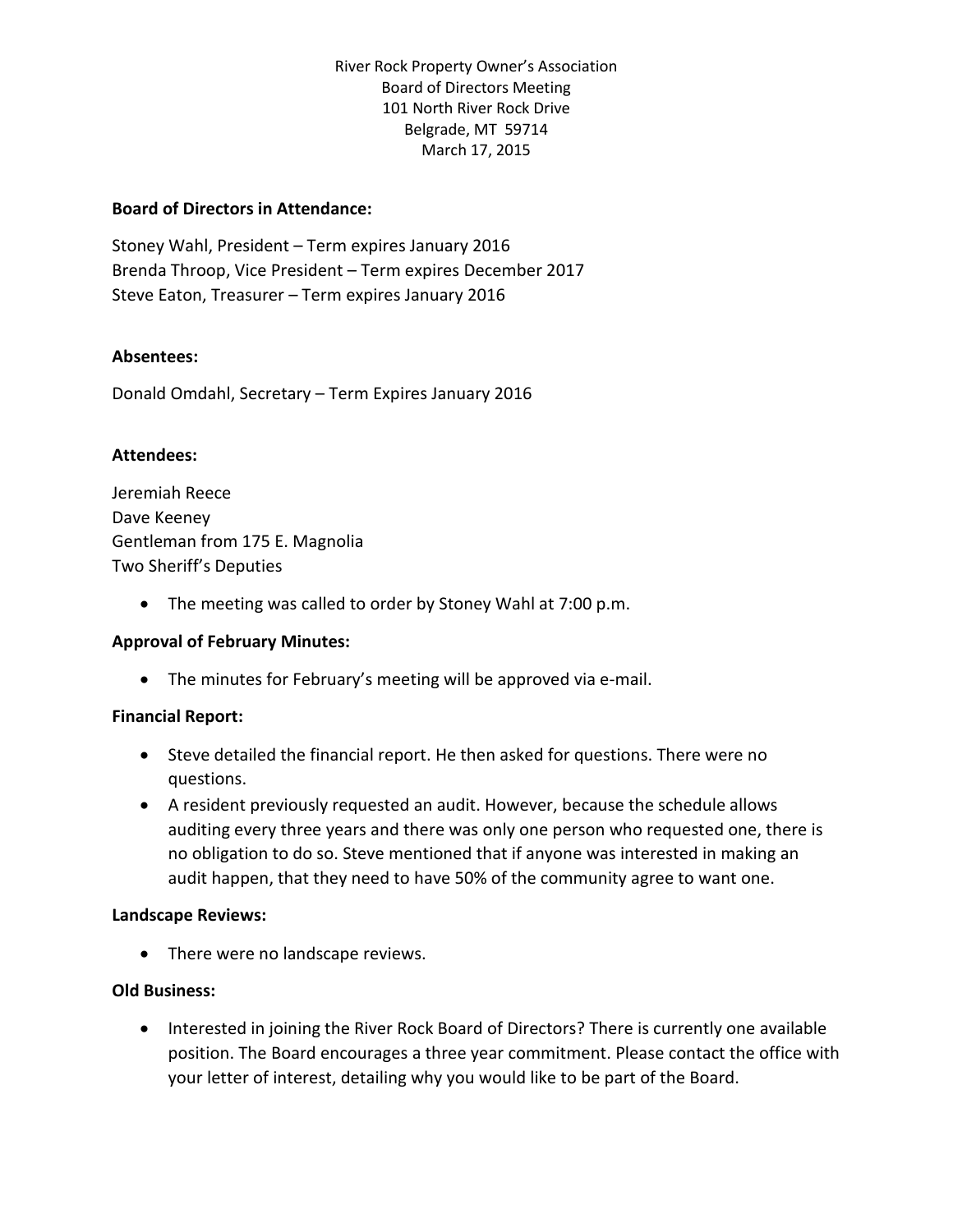River Rock Property Owner's Association
Board of Directors Meeting
101 North River Rock Drive
Belgrade, MT 59714
March 17, 2015

**Board of Directors in Attendance:**

Stoney Wahl, President – Term expires January 2016
Brenda Throop, Vice President – Term expires December 2017
Steve Eaton, Treasurer – Term expires January 2016

**Absentees:**

Donald Omdahl, Secretary – Term Expires January 2016

**Attendees:**

Jeremiah Reece
Dave Keeney
Gentleman from 175 E. Magnolia
Two Sheriff's Deputies

- The meeting was called to order by Stoney Wahl at 7:00 p.m.

**Approval of February Minutes:**

- The minutes for February's meeting will be approved via e-mail.

**Financial Report:**

- Steve detailed the financial report. He then asked for questions. There were no questions.
- A resident previously requested an audit. However, because the schedule allows auditing every three years and there was only one person who requested one, there is no obligation to do so. Steve mentioned that if anyone was interested in making an audit happen, that they need to have 50% of the community agree to want one.

**Landscape Reviews:**

- There were no landscape reviews.

**Old Business:**

- Interested in joining the River Rock Board of Directors? There is currently one available position. The Board encourages a three year commitment. Please contact the office with your letter of interest, detailing why you would like to be part of the Board.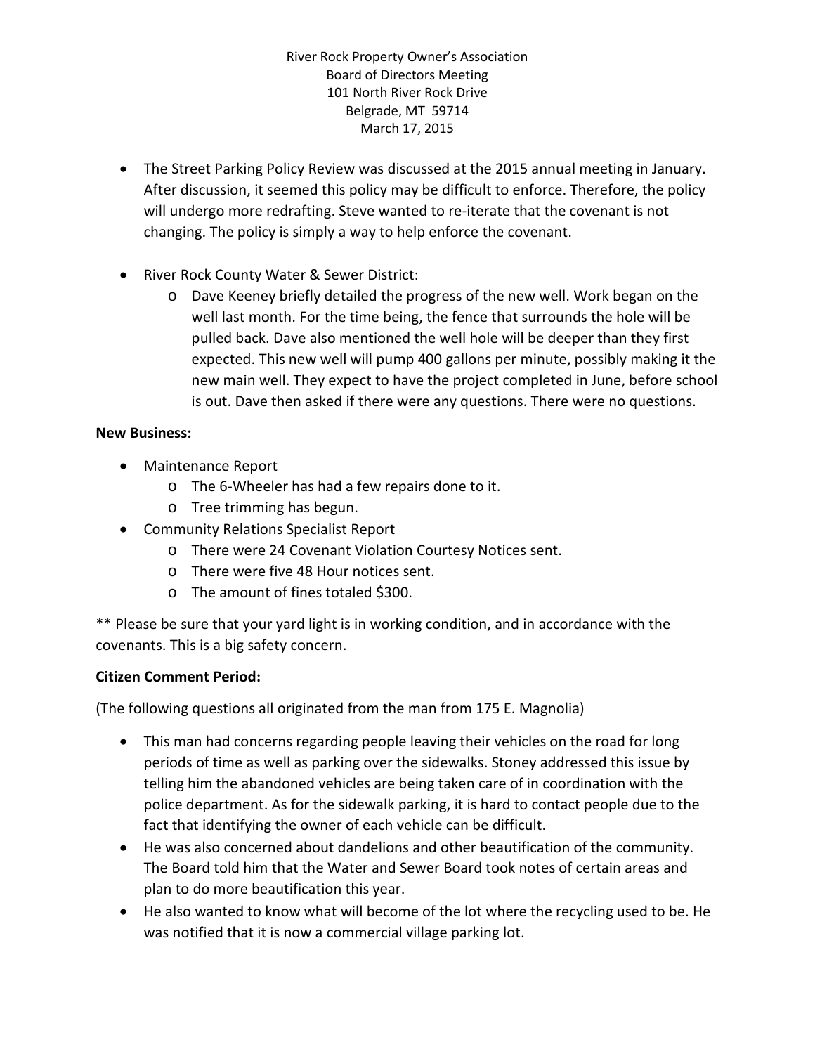River Rock Property Owner's Association
Board of Directors Meeting
101 North River Rock Drive
Belgrade, MT 59714
March 17, 2015

- The Street Parking Policy Review was discussed at the 2015 annual meeting in January. After discussion, it seemed this policy may be difficult to enforce. Therefore, the policy will undergo more redrafting. Steve wanted to re-iterate that the covenant is not changing. The policy is simply a way to help enforce the covenant.

- River Rock County Water & Sewer District:
  - Dave Keeney briefly detailed the progress of the new well. Work began on the well last month. For the time being, the fence that surrounds the hole will be pulled back. Dave also mentioned the well hole will be deeper than they first expected. This new well will pump 400 gallons per minute, possibly making it the new main well. They expect to have the project completed in June, before school is out. Dave then asked if there were any questions. There were no questions.

**New Business:**

- Maintenance Report
  - The 6-Wheeler has had a few repairs done to it.
  - Tree trimming has begun.
- Community Relations Specialist Report
  - There were 24 Covenant Violation Courtesy Notices sent.
  - There were five 48 Hour notices sent.
  - The amount of fines totaled $300.

** Please be sure that your yard light is in working condition, and in accordance with the covenants. This is a big safety concern.

**Citizen Comment Period:**

(The following questions all originated from the man from 175 E. Magnolia)

- This man had concerns regarding people leaving their vehicles on the road for long periods of time as well as parking over the sidewalks. Stoney addressed this issue by telling him the abandoned vehicles are being taken care of in coordination with the police department. As for the sidewalk parking, it is hard to contact people due to the fact that identifying the owner of each vehicle can be difficult.
- He was also concerned about dandelions and other beautification of the community. The Board told him that the Water and Sewer Board took notes of certain areas and plan to do more beautification this year.
- He also wanted to know what will become of the lot where the recycling used to be. He was notified that it is now a commercial village parking lot.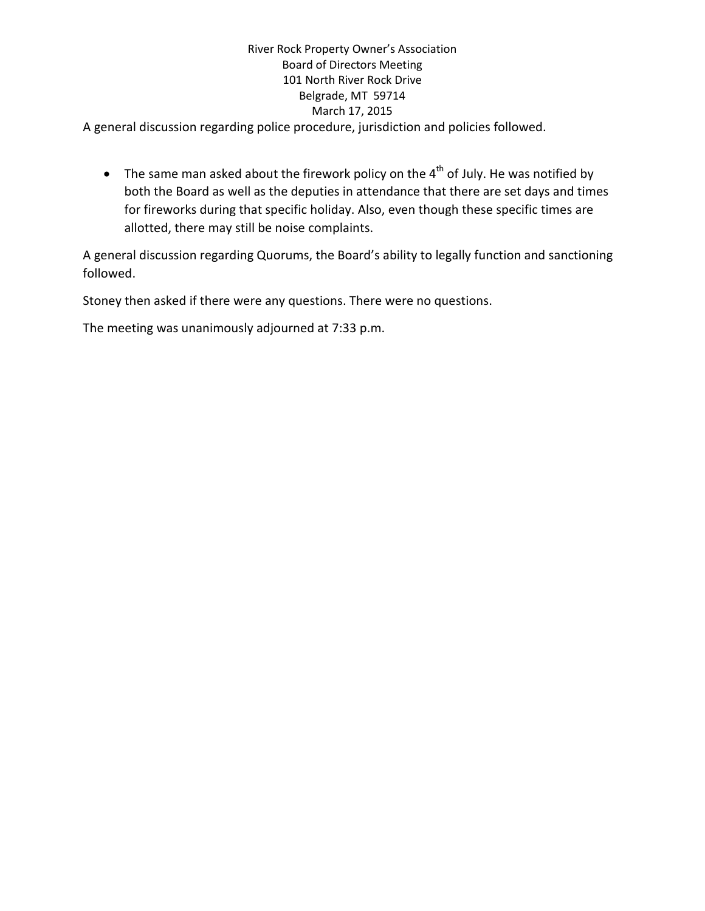A general discussion regarding police procedure, jurisdiction and policies followed.

- The same man asked about the firework policy on the 4th of July. He was notified by both the Board as well as the deputies in attendance that there are set days and times for fireworks during that specific holiday. Also, even though these specific times are allotted, there may still be noise complaints.

A general discussion regarding Quorums, the Board's ability to legally function and sanctioning followed.

Stoney then asked if there were any questions. There were no questions.

The meeting was unanimously adjourned at 7:33 p.m.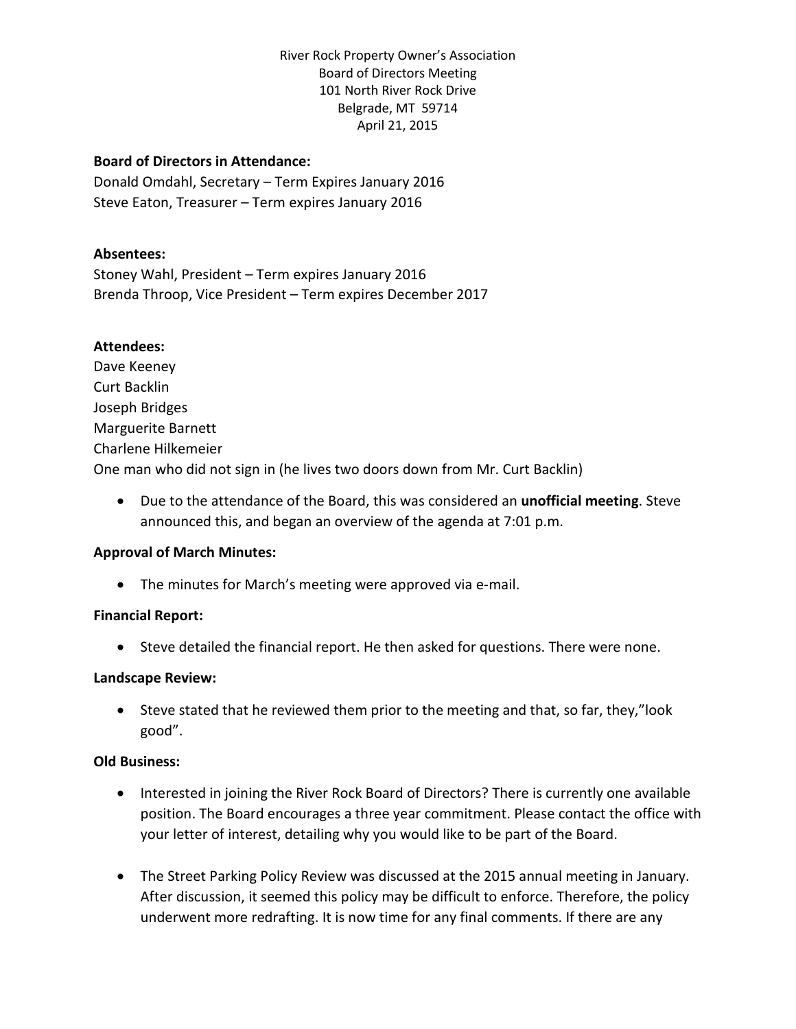River Rock Property Owner's Association
Board of Directors Meeting
101 North River Rock Drive
Belgrade, MT 59714
April 21, 2015

**Board of Directors in Attendance:**
Donald Omdahl, Secretary – Term Expires January 2016
Steve Eaton, Treasurer – Term expires January 2016

**Absentees:**
Stoney Wahl, President – Term expires January 2016
Brenda Throop, Vice President – Term expires December 2017

**Attendees:**
Dave Keeney
Curt Backlin
Joseph Bridges
Marguerite Barnett
Charlene Hilkemeier
One man who did not sign in (he lives two doors down from Mr. Curt Backlin)

- Due to the attendance of the Board, this was considered an **unofficial meeting**. Steve announced this, and began an overview of the agenda at 7:01 p.m.

**Approval of March Minutes:**

- The minutes for March's meeting were approved via e-mail.

**Financial Report:**

- Steve detailed the financial report. He then asked for questions. There were none.

**Landscape Review:**

- Steve stated that he reviewed them prior to the meeting and that, so far, they,"look good".

**Old Business:**

- Interested in joining the River Rock Board of Directors? There is currently one available position. The Board encourages a three year commitment. Please contact the office with your letter of interest, detailing why you would like to be part of the Board.

- The Street Parking Policy Review was discussed at the 2015 annual meeting in January. After discussion, it seemed this policy may be difficult to enforce. Therefore, the policy underwent more redrafting. It is now time for any final comments. If there are any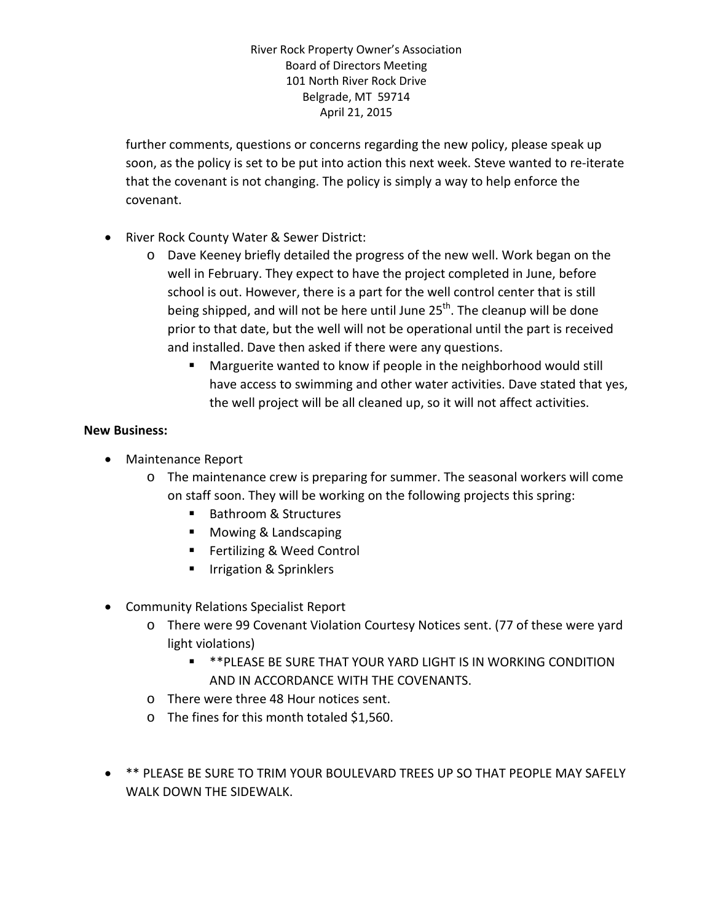further comments, questions or concerns regarding the new policy, please speak up soon, as the policy is set to be put into action this next week. Steve wanted to re-iterate that the covenant is not changing. The policy is simply a way to help enforce the covenant.

- River Rock County Water & Sewer District:
  - Dave Keeney briefly detailed the progress of the new well. Work began on the well in February. They expect to have the project completed in June, before school is out. However, there is a part for the well control center that is still being shipped, and will not be here until June 25th. The cleanup will be done prior to that date, but the well will not be operational until the part is received and installed. Dave then asked if there were any questions.
    - Marguerite wanted to know if people in the neighborhood would still have access to swimming and other water activities. Dave stated that yes, the well project will be all cleaned up, so it will not affect activities.

**New Business:**

- Maintenance Report
  - The maintenance crew is preparing for summer. The seasonal workers will come on staff soon. They will be working on the following projects this spring:
    - Bathroom & Structures
    - Mowing & Landscaping
    - Fertilizing & Weed Control
    - Irrigation & Sprinklers

- Community Relations Specialist Report
  - There were 99 Covenant Violation Courtesy Notices sent. (77 of these were yard light violations)
    - **PLEASE BE SURE THAT YOUR YARD LIGHT IS IN WORKING CONDITION AND IN ACCORDANCE WITH THE COVENANTS.
  - There were three 48 Hour notices sent.
  - The fines for this month totaled $1,560.

- ** PLEASE BE SURE TO TRIM YOUR BOULEVARD TREES UP SO THAT PEOPLE MAY SAFELY WALK DOWN THE SIDEWALK.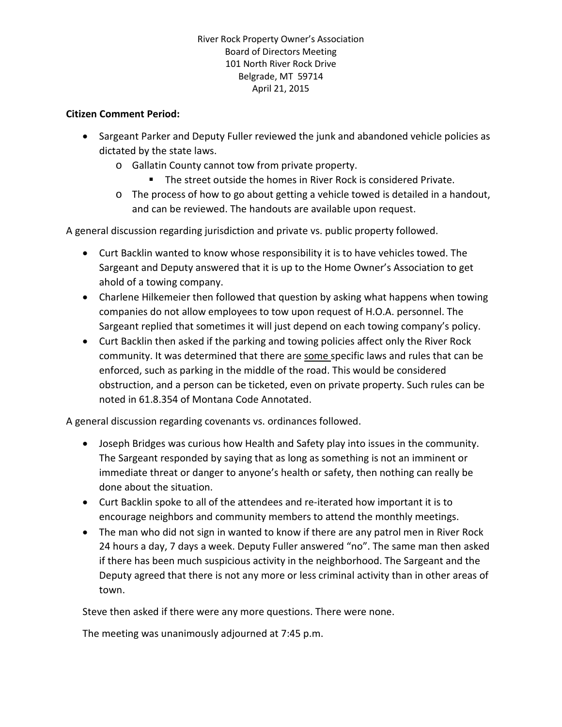River Rock Property Owner's Association
Board of Directors Meeting
101 North River Rock Drive
Belgrade, MT 59714
April 21, 2015

**Citizen Comment Period:**

- Sargeant Parker and Deputy Fuller reviewed the junk and abandoned vehicle policies as dictated by the state laws.
    - Gallatin County cannot tow from private property.
        - The street outside the homes in River Rock is considered Private.
    - The process of how to go about getting a vehicle towed is detailed in a handout, and can be reviewed. The handouts are available upon request.

A general discussion regarding jurisdiction and private vs. public property followed.

- Curt Backlin wanted to know whose responsibility it is to have vehicles towed. The Sargeant and Deputy answered that it is up to the Home Owner's Association to get ahold of a towing company.
- Charlene Hilkemeier then followed that question by asking what happens when towing companies do not allow employees to tow upon request of H.O.A. personnel. The Sargeant replied that sometimes it will just depend on each towing company's policy.
- Curt Backlin then asked if the parking and towing policies affect only the River Rock community. It was determined that there are <u>some</u> specific laws and rules that can be enforced, such as parking in the middle of the road. This would be considered obstruction, and a person can be ticketed, even on private property. Such rules can be noted in 61.8.354 of Montana Code Annotated.

A general discussion regarding covenants vs. ordinances followed.

- Joseph Bridges was curious how Health and Safety play into issues in the community. The Sargeant responded by saying that as long as something is not an imminent or immediate threat or danger to anyone's health or safety, then nothing can really be done about the situation.
- Curt Backlin spoke to all of the attendees and re-iterated how important it is to encourage neighbors and community members to attend the monthly meetings.
- The man who did not sign in wanted to know if there are any patrol men in River Rock 24 hours a day, 7 days a week. Deputy Fuller answered "no". The same man then asked if there has been much suspicious activity in the neighborhood. The Sargeant and the Deputy agreed that there is not any more or less criminal activity than in other areas of town.

Steve then asked if there were any more questions. There were none.

The meeting was unanimously adjourned at 7:45 p.m.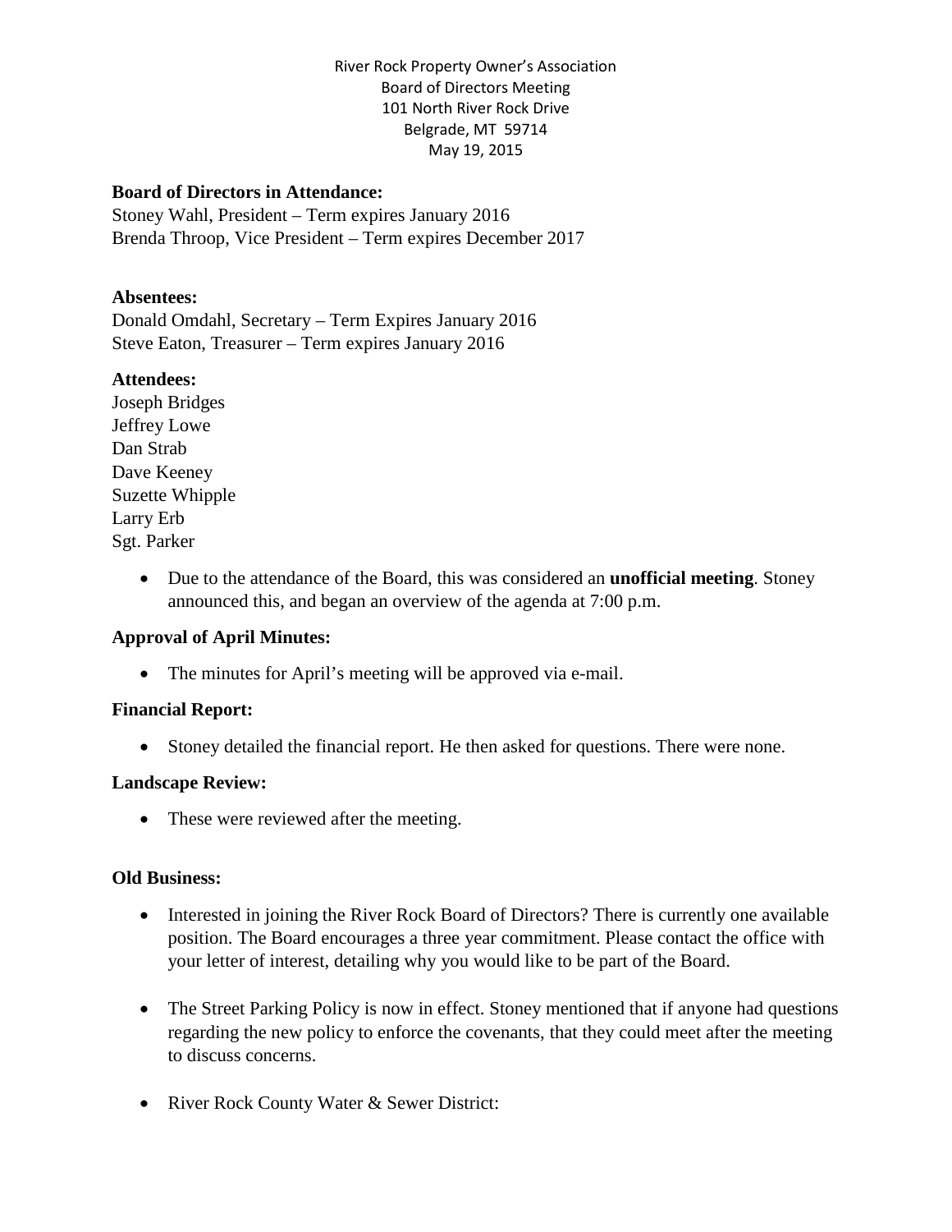River Rock Property Owner's Association
Board of Directors Meeting
101 North River Rock Drive
Belgrade, MT 59714
May 19, 2015

**Board of Directors in Attendance:**
Stoney Wahl, President – Term expires January 2016
Brenda Throop, Vice President – Term expires December 2017

**Absentees:**
Donald Omdahl, Secretary – Term Expires January 2016
Steve Eaton, Treasurer – Term expires January 2016

**Attendees:**
Joseph Bridges
Jeffrey Lowe
Dan Strab
Dave Keeney
Suzette Whipple
Larry Erb
Sgt. Parker

- Due to the attendance of the Board, this was considered an **unofficial meeting**. Stoney announced this, and began an overview of the agenda at 7:00 p.m.

**Approval of April Minutes:**

- The minutes for April's meeting will be approved via e-mail.

**Financial Report:**

- Stoney detailed the financial report. He then asked for questions. There were none.

**Landscape Review:**

- These were reviewed after the meeting.

**Old Business:**

- Interested in joining the River Rock Board of Directors? There is currently one available position. The Board encourages a three year commitment. Please contact the office with your letter of interest, detailing why you would like to be part of the Board.

- The Street Parking Policy is now in effect. Stoney mentioned that if anyone had questions regarding the new policy to enforce the covenants, that they could meet after the meeting to discuss concerns.

- River Rock County Water & Sewer District: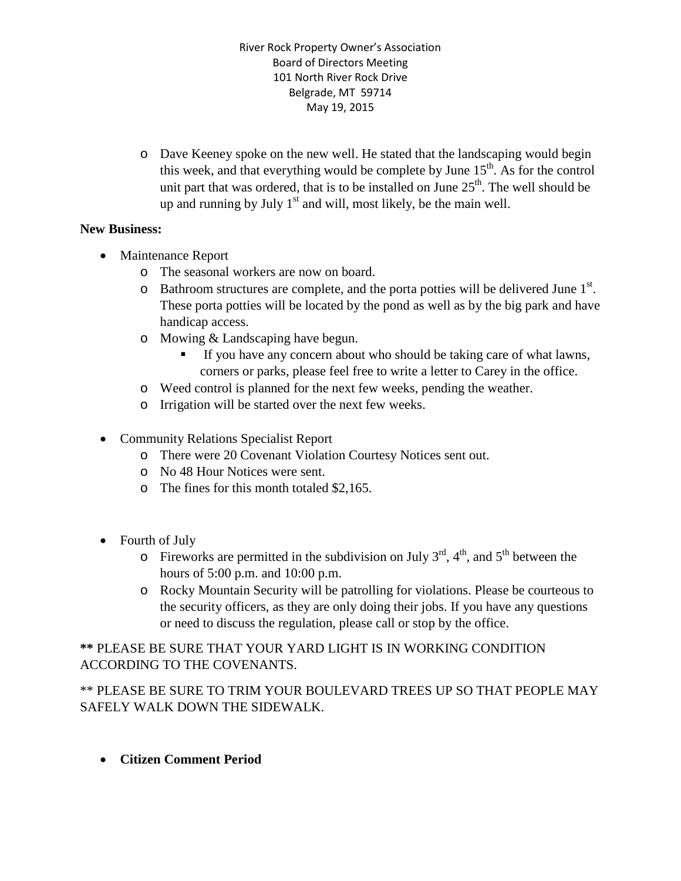River Rock Property Owner's Association
Board of Directors Meeting
101 North River Rock Drive
Belgrade, MT 59714
May 19, 2015

- Dave Keeney spoke on the new well. He stated that the landscaping would begin this week, and that everything would be complete by June 15th. As for the control unit part that was ordered, that is to be installed on June 25th. The well should be up and running by July 1st and will, most likely, be the main well.

**New Business:**

- Maintenance Report
  - The seasonal workers are now on board.
  - Bathroom structures are complete, and the porta potties will be delivered June 1st. These porta potties will be located by the pond as well as by the big park and have handicap access.
  - Mowing & Landscaping have begun.
    - If you have any concern about who should be taking care of what lawns, corners or parks, please feel free to write a letter to Carey in the office.
  - Weed control is planned for the next few weeks, pending the weather.
  - Irrigation will be started over the next few weeks.

- Community Relations Specialist Report
  - There were 20 Covenant Violation Courtesy Notices sent out.
  - No 48 Hour Notices were sent.
  - The fines for this month totaled $2,165.

- Fourth of July
  - Fireworks are permitted in the subdivision on July 3rd, 4th, and 5th between the hours of 5:00 p.m. and 10:00 p.m.
  - Rocky Mountain Security will be patrolling for violations. Please be courteous to the security officers, as they are only doing their jobs. If you have any questions or need to discuss the regulation, please call or stop by the office.

**\*\*** PLEASE BE SURE THAT YOUR YARD LIGHT IS IN WORKING CONDITION ACCORDING TO THE COVENANTS.

** PLEASE BE SURE TO TRIM YOUR BOULEVARD TREES UP SO THAT PEOPLE MAY SAFELY WALK DOWN THE SIDEWALK.

- **Citizen Comment Period**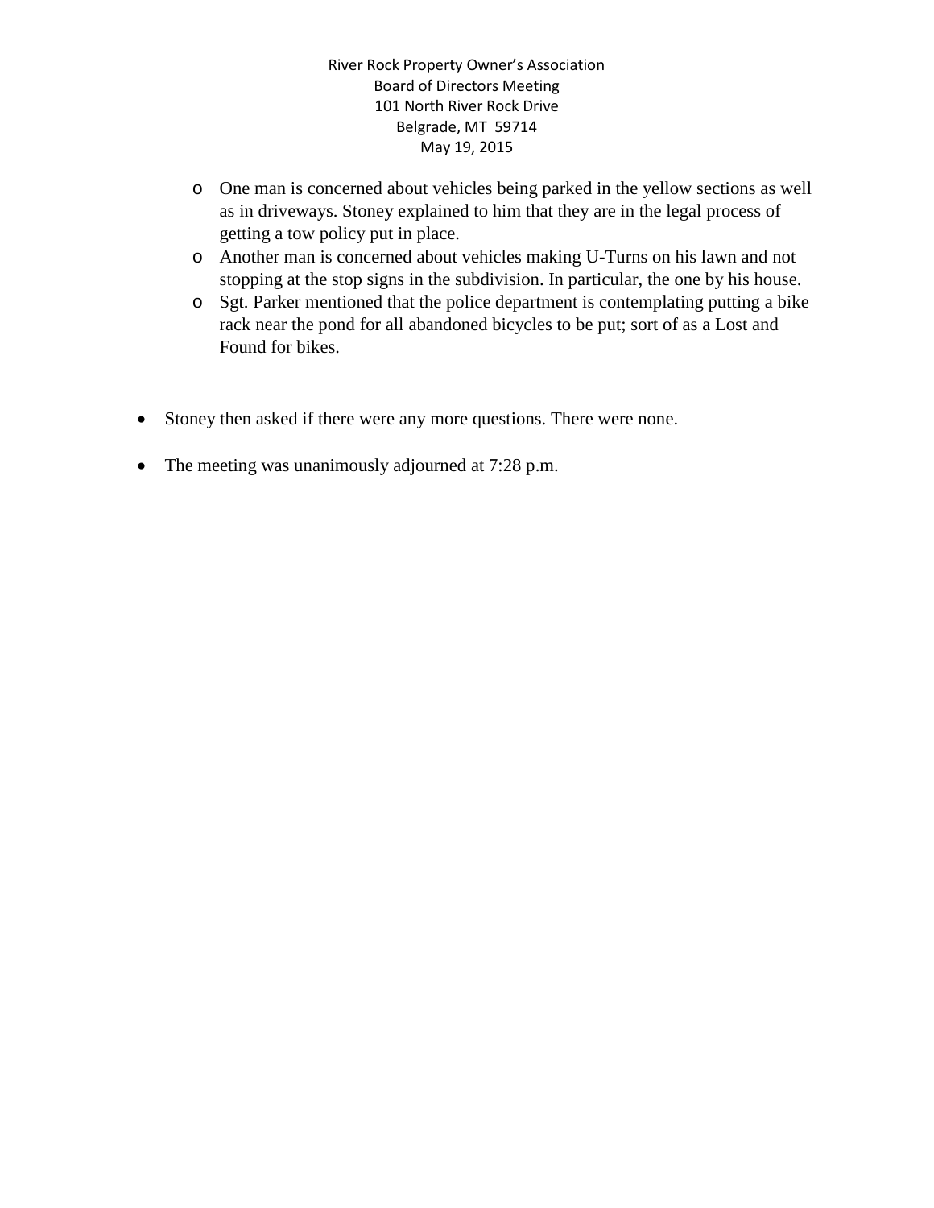- One man is concerned about vehicles being parked in the yellow sections as well as in driveways. Stoney explained to him that they are in the legal process of getting a tow policy put in place.
- Another man is concerned about vehicles making U-Turns on his lawn and not stopping at the stop signs in the subdivision. In particular, the one by his house.
- Sgt. Parker mentioned that the police department is contemplating putting a bike rack near the pond for all abandoned bicycles to be put; sort of as a Lost and Found for bikes.

- Stoney then asked if there were any more questions. There were none.
- The meeting was unanimously adjourned at 7:28 p.m.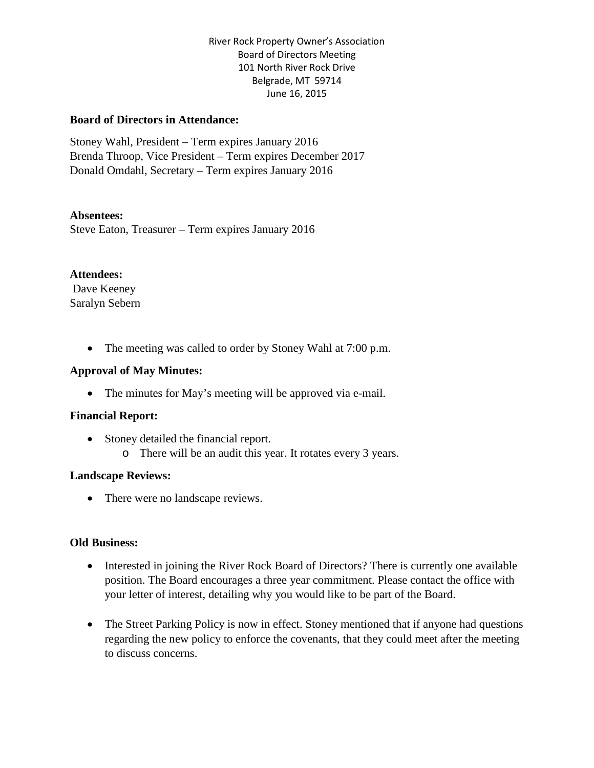River Rock Property Owner's Association
Board of Directors Meeting
101 North River Rock Drive
Belgrade, MT 59714
June 16, 2015

**Board of Directors in Attendance:**

Stoney Wahl, President – Term expires January 2016
Brenda Throop, Vice President – Term expires December 2017
Donald Omdahl, Secretary – Term expires January 2016

**Absentees:**
Steve Eaton, Treasurer – Term expires January 2016

**Attendees:**
Dave Keeney
Saralyn Sebern

- The meeting was called to order by Stoney Wahl at 7:00 p.m.

**Approval of May Minutes:**

- The minutes for May's meeting will be approved via e-mail.

**Financial Report:**

- Stoney detailed the financial report.
  - There will be an audit this year. It rotates every 3 years.

**Landscape Reviews:**

- There were no landscape reviews.

**Old Business:**

- Interested in joining the River Rock Board of Directors? There is currently one available position. The Board encourages a three year commitment. Please contact the office with your letter of interest, detailing why you would like to be part of the Board.

- The Street Parking Policy is now in effect. Stoney mentioned that if anyone had questions regarding the new policy to enforce the covenants, that they could meet after the meeting to discuss concerns.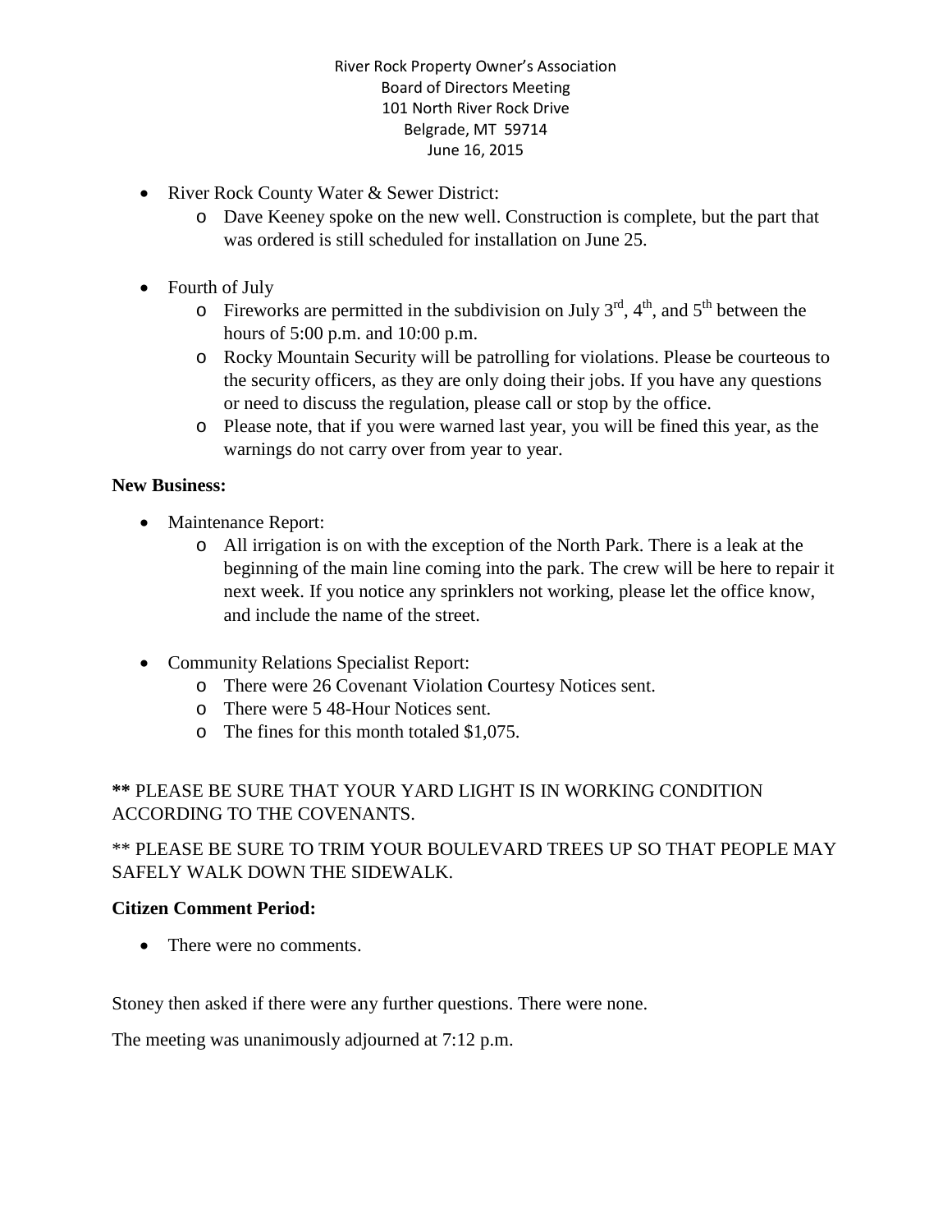River Rock Property Owner's Association
Board of Directors Meeting
101 North River Rock Drive
Belgrade, MT 59714
June 16, 2015

- River Rock County Water & Sewer District:
  - Dave Keeney spoke on the new well. Construction is complete, but the part that was ordered is still scheduled for installation on June 25.

- Fourth of July
  - Fireworks are permitted in the subdivision on July 3rd, 4th, and 5th between the hours of 5:00 p.m. and 10:00 p.m.
  - Rocky Mountain Security will be patrolling for violations. Please be courteous to the security officers, as they are only doing their jobs. If you have any questions or need to discuss the regulation, please call or stop by the office.
  - Please note, that if you were warned last year, you will be fined this year, as the warnings do not carry over from year to year.

**New Business:**

- Maintenance Report:
  - All irrigation is on with the exception of the North Park. There is a leak at the beginning of the main line coming into the park. The crew will be here to repair it next week. If you notice any sprinklers not working, please let the office know, and include the name of the street.

- Community Relations Specialist Report:
  - There were 26 Covenant Violation Courtesy Notices sent.
  - There were 5 48-Hour Notices sent.
  - The fines for this month totaled $1,075.

**\*\*** PLEASE BE SURE THAT YOUR YARD LIGHT IS IN WORKING CONDITION ACCORDING TO THE COVENANTS.

** PLEASE BE SURE TO TRIM YOUR BOULEVARD TREES UP SO THAT PEOPLE MAY SAFELY WALK DOWN THE SIDEWALK.

**Citizen Comment Period:**

- There were no comments.

Stoney then asked if there were any further questions. There were none.

The meeting was unanimously adjourned at 7:12 p.m.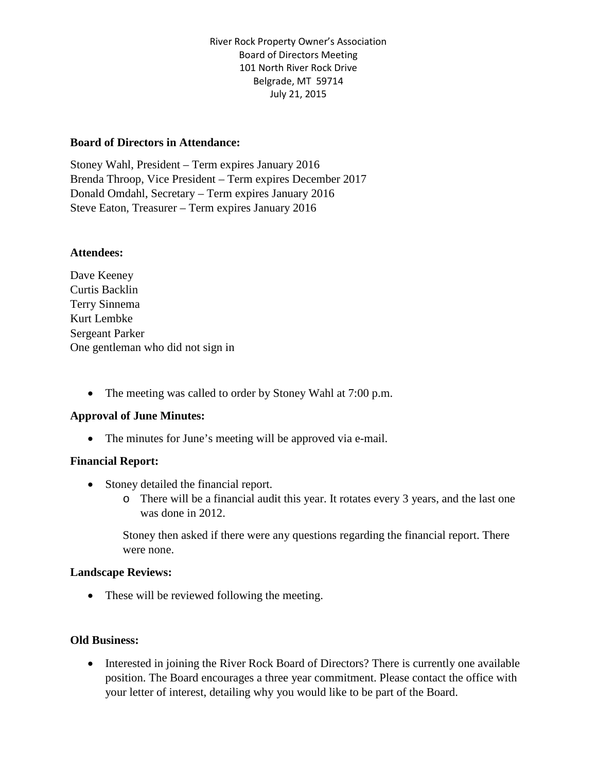River Rock Property Owner's Association
Board of Directors Meeting
101 North River Rock Drive
Belgrade, MT 59714
July 21, 2015

**Board of Directors in Attendance:**

Stoney Wahl, President – Term expires January 2016
Brenda Throop, Vice President – Term expires December 2017
Donald Omdahl, Secretary – Term expires January 2016
Steve Eaton, Treasurer – Term expires January 2016

**Attendees:**

Dave Keeney
Curtis Backlin
Terry Sinnema
Kurt Lembke
Sergeant Parker
One gentleman who did not sign in

- The meeting was called to order by Stoney Wahl at 7:00 p.m.

**Approval of June Minutes:**

- The minutes for June's meeting will be approved via e-mail.

**Financial Report:**

- Stoney detailed the financial report.
  - There will be a financial audit this year. It rotates every 3 years, and the last one was done in 2012.

  Stoney then asked if there were any questions regarding the financial report. There were none.

**Landscape Reviews:**

- These will be reviewed following the meeting.

**Old Business:**

- Interested in joining the River Rock Board of Directors? There is currently one available position. The Board encourages a three year commitment. Please contact the office with your letter of interest, detailing why you would like to be part of the Board.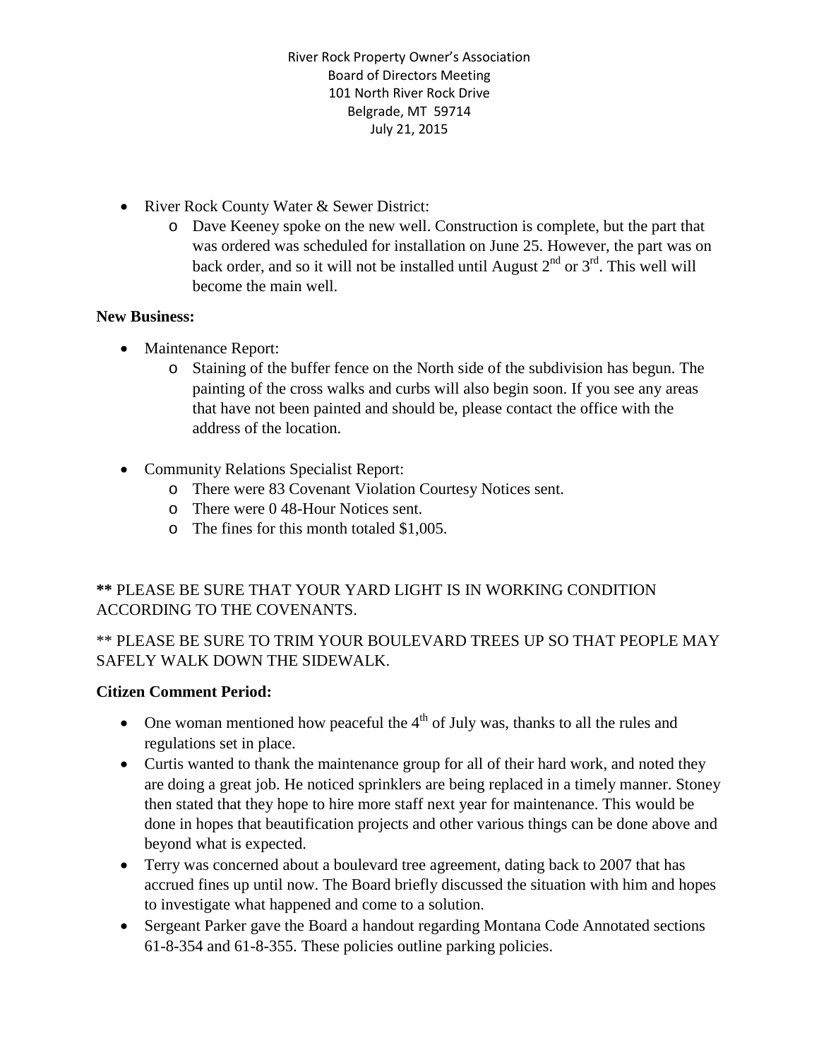River Rock Property Owner's Association
Board of Directors Meeting
101 North River Rock Drive
Belgrade, MT 59714
July 21, 2015

- River Rock County Water & Sewer District:
  - Dave Keeney spoke on the new well. Construction is complete, but the part that was ordered was scheduled for installation on June 25. However, the part was on back order, and so it will not be installed until August 2nd or 3rd. This well will become the main well.

**New Business:**

- Maintenance Report:
  - Staining of the buffer fence on the North side of the subdivision has begun. The painting of the cross walks and curbs will also begin soon. If you see any areas that have not been painted and should be, please contact the office with the address of the location.

- Community Relations Specialist Report:
  - There were 83 Covenant Violation Courtesy Notices sent.
  - There were 0 48-Hour Notices sent.
  - The fines for this month totaled $1,005.

**\*\*** PLEASE BE SURE THAT YOUR YARD LIGHT IS IN WORKING CONDITION ACCORDING TO THE COVENANTS.

** PLEASE BE SURE TO TRIM YOUR BOULEVARD TREES UP SO THAT PEOPLE MAY SAFELY WALK DOWN THE SIDEWALK.

**Citizen Comment Period:**

- One woman mentioned how peaceful the 4th of July was, thanks to all the rules and regulations set in place.
- Curtis wanted to thank the maintenance group for all of their hard work, and noted they are doing a great job. He noticed sprinklers are being replaced in a timely manner. Stoney then stated that they hope to hire more staff next year for maintenance. This would be done in hopes that beautification projects and other various things can be done above and beyond what is expected.
- Terry was concerned about a boulevard tree agreement, dating back to 2007 that has accrued fines up until now. The Board briefly discussed the situation with him and hopes to investigate what happened and come to a solution.
- Sergeant Parker gave the Board a handout regarding Montana Code Annotated sections 61-8-354 and 61-8-355. These policies outline parking policies.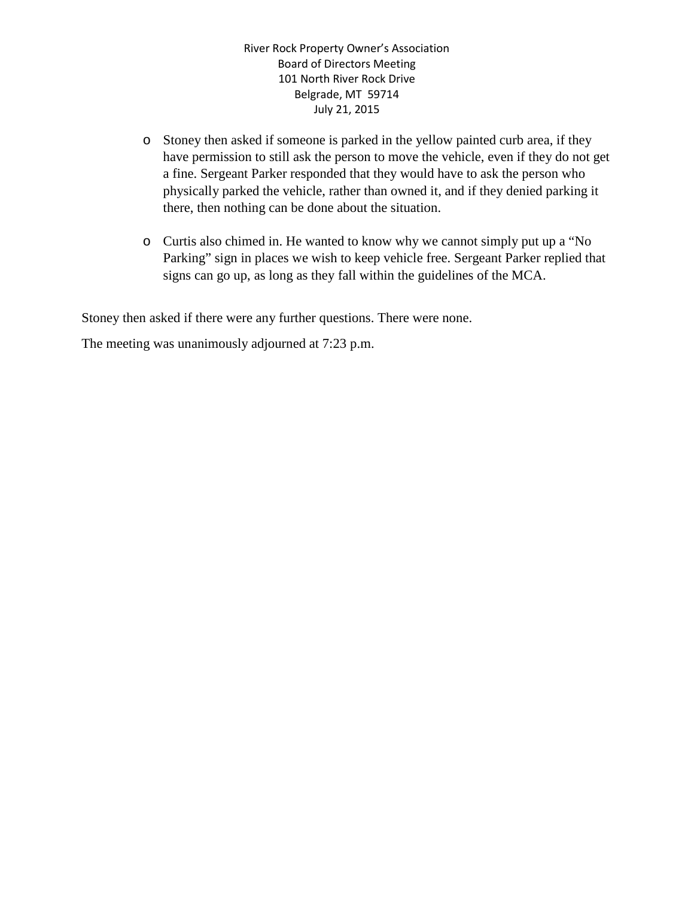- Stoney then asked if someone is parked in the yellow painted curb area, if they have permission to still ask the person to move the vehicle, even if they do not get a fine. Sergeant Parker responded that they would have to ask the person who physically parked the vehicle, rather than owned it, and if they denied parking it there, then nothing can be done about the situation.

- Curtis also chimed in. He wanted to know why we cannot simply put up a "No Parking" sign in places we wish to keep vehicle free. Sergeant Parker replied that signs can go up, as long as they fall within the guidelines of the MCA.

Stoney then asked if there were any further questions. There were none.

The meeting was unanimously adjourned at 7:23 p.m.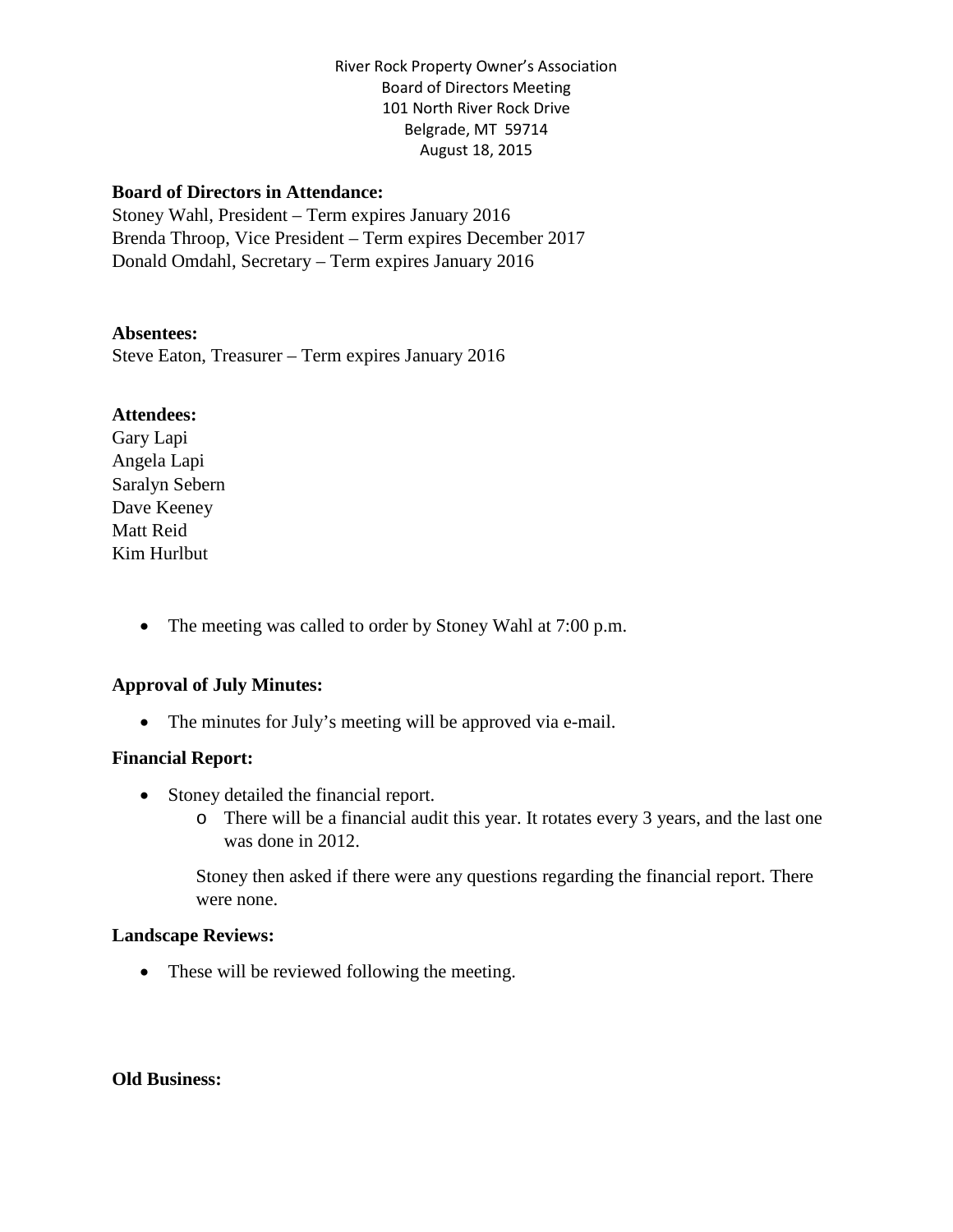River Rock Property Owner's Association
Board of Directors Meeting
101 North River Rock Drive
Belgrade, MT 59714
August 18, 2015

**Board of Directors in Attendance:**
Stoney Wahl, President – Term expires January 2016
Brenda Throop, Vice President – Term expires December 2017
Donald Omdahl, Secretary – Term expires January 2016

**Absentees:**
Steve Eaton, Treasurer – Term expires January 2016

**Attendees:**
Gary Lapi
Angela Lapi
Saralyn Sebern
Dave Keeney
Matt Reid
Kim Hurlbut

- The meeting was called to order by Stoney Wahl at 7:00 p.m.

**Approval of July Minutes:**

- The minutes for July's meeting will be approved via e-mail.

**Financial Report:**

- Stoney detailed the financial report.
  - There will be a financial audit this year. It rotates every 3 years, and the last one was done in 2012.

  Stoney then asked if there were any questions regarding the financial report. There were none.

**Landscape Reviews:**

- These will be reviewed following the meeting.

**Old Business:**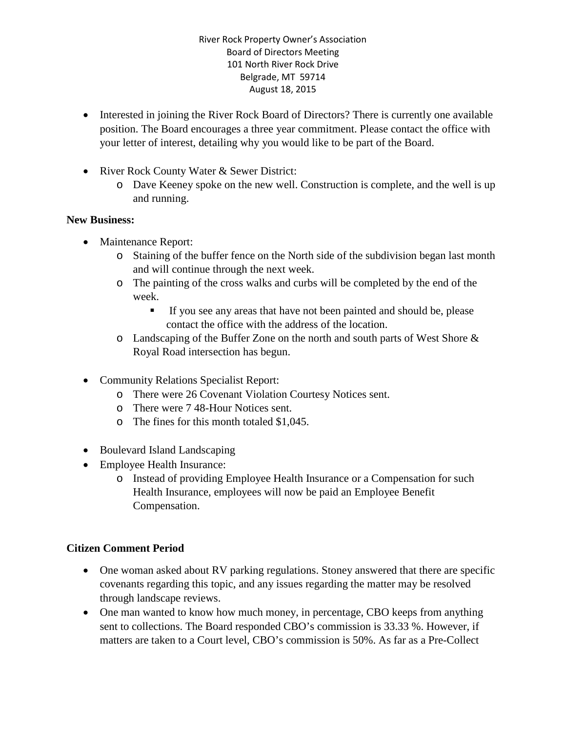River Rock Property Owner's Association
Board of Directors Meeting
101 North River Rock Drive
Belgrade, MT 59714
August 18, 2015

- Interested in joining the River Rock Board of Directors? There is currently one available position. The Board encourages a three year commitment. Please contact the office with your letter of interest, detailing why you would like to be part of the Board.

- River Rock County Water & Sewer District:
  - Dave Keeney spoke on the new well. Construction is complete, and the well is up and running.

**New Business:**

- Maintenance Report:
  - Staining of the buffer fence on the North side of the subdivision began last month and will continue through the next week.
  - The painting of the cross walks and curbs will be completed by the end of the week.
    - If you see any areas that have not been painted and should be, please contact the office with the address of the location.
  - Landscaping of the Buffer Zone on the north and south parts of West Shore & Royal Road intersection has begun.

- Community Relations Specialist Report:
  - There were 26 Covenant Violation Courtesy Notices sent.
  - There were 7 48-Hour Notices sent.
  - The fines for this month totaled $1,045.

- Boulevard Island Landscaping
- Employee Health Insurance:
  - Instead of providing Employee Health Insurance or a Compensation for such Health Insurance, employees will now be paid an Employee Benefit Compensation.

**Citizen Comment Period**

- One woman asked about RV parking regulations. Stoney answered that there are specific covenants regarding this topic, and any issues regarding the matter may be resolved through landscape reviews.
- One man wanted to know how much money, in percentage, CBO keeps from anything sent to collections. The Board responded CBO's commission is 33.33 %. However, if matters are taken to a Court level, CBO's commission is 50%. As far as a Pre-Collect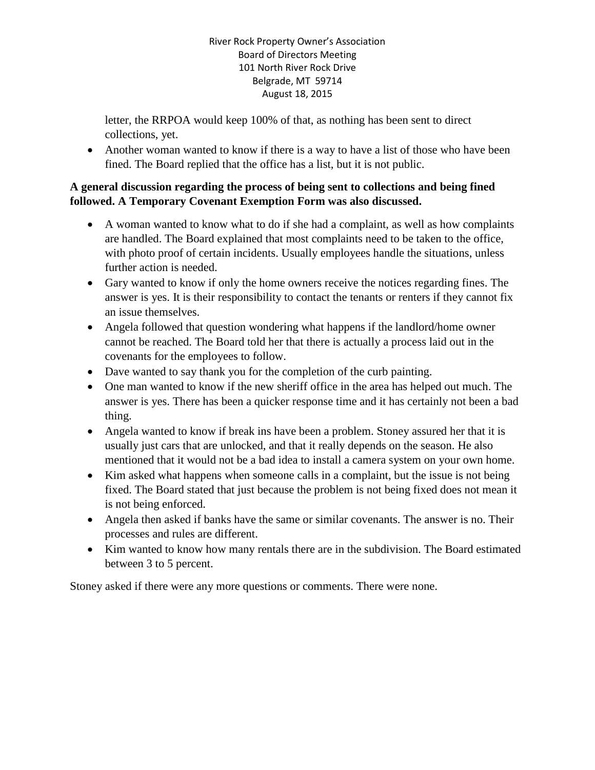letter, the RRPOA would keep 100% of that, as nothing has been sent to direct collections, yet.

- Another woman wanted to know if there is a way to have a list of those who have been fined. The Board replied that the office has a list, but it is not public.

**A general discussion regarding the process of being sent to collections and being fined followed. A Temporary Covenant Exemption Form was also discussed.**

- A woman wanted to know what to do if she had a complaint, as well as how complaints are handled. The Board explained that most complaints need to be taken to the office, with photo proof of certain incidents. Usually employees handle the situations, unless further action is needed.
- Gary wanted to know if only the home owners receive the notices regarding fines. The answer is yes. It is their responsibility to contact the tenants or renters if they cannot fix an issue themselves.
- Angela followed that question wondering what happens if the landlord/home owner cannot be reached. The Board told her that there is actually a process laid out in the covenants for the employees to follow.
- Dave wanted to say thank you for the completion of the curb painting.
- One man wanted to know if the new sheriff office in the area has helped out much. The answer is yes. There has been a quicker response time and it has certainly not been a bad thing.
- Angela wanted to know if break ins have been a problem. Stoney assured her that it is usually just cars that are unlocked, and that it really depends on the season. He also mentioned that it would not be a bad idea to install a camera system on your own home.
- Kim asked what happens when someone calls in a complaint, but the issue is not being fixed. The Board stated that just because the problem is not being fixed does not mean it is not being enforced.
- Angela then asked if banks have the same or similar covenants. The answer is no. Their processes and rules are different.
- Kim wanted to know how many rentals there are in the subdivision. The Board estimated between 3 to 5 percent.

Stoney asked if there were any more questions or comments. There were none.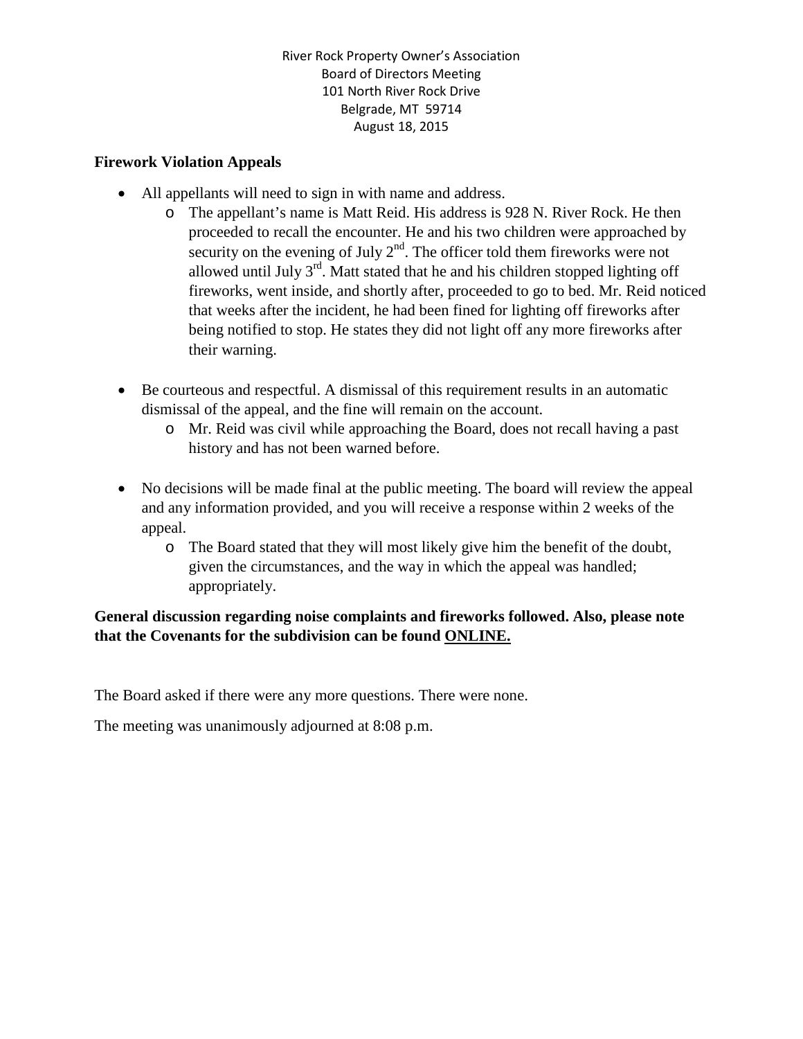River Rock Property Owner's Association
Board of Directors Meeting
101 North River Rock Drive
Belgrade, MT 59714
August 18, 2015

**Firework Violation Appeals**

- All appellants will need to sign in with name and address.
  - The appellant's name is Matt Reid. His address is 928 N. River Rock. He then proceeded to recall the encounter. He and his two children were approached by security on the evening of July 2nd. The officer told them fireworks were not allowed until July 3rd. Matt stated that he and his children stopped lighting off fireworks, went inside, and shortly after, proceeded to go to bed. Mr. Reid noticed that weeks after the incident, he had been fined for lighting off fireworks after being notified to stop. He states they did not light off any more fireworks after their warning.

- Be courteous and respectful. A dismissal of this requirement results in an automatic dismissal of the appeal, and the fine will remain on the account.
  - Mr. Reid was civil while approaching the Board, does not recall having a past history and has not been warned before.

- No decisions will be made final at the public meeting. The board will review the appeal and any information provided, and you will receive a response within 2 weeks of the appeal.
  - The Board stated that they will most likely give him the benefit of the doubt, given the circumstances, and the way in which the appeal was handled; appropriately.

**General discussion regarding noise complaints and fireworks followed. Also, please note that the Covenants for the subdivision can be found <u>ONLINE.</u>**

The Board asked if there were any more questions. There were none.

The meeting was unanimously adjourned at 8:08 p.m.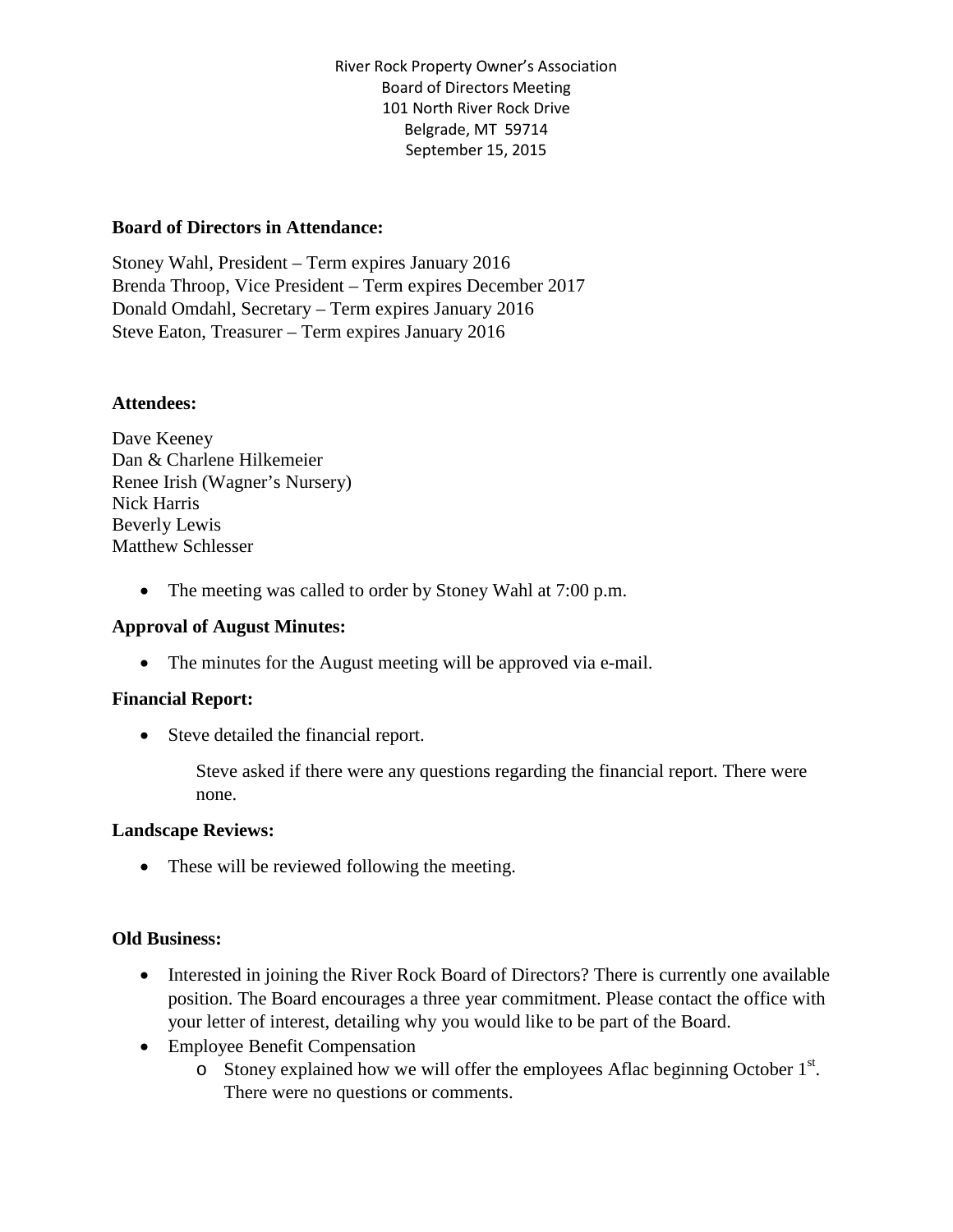River Rock Property Owner's Association
Board of Directors Meeting
101 North River Rock Drive
Belgrade, MT 59714
September 15, 2015

**Board of Directors in Attendance:**

Stoney Wahl, President – Term expires January 2016
Brenda Throop, Vice President – Term expires December 2017
Donald Omdahl, Secretary – Term expires January 2016
Steve Eaton, Treasurer – Term expires January 2016

**Attendees:**

Dave Keeney
Dan & Charlene Hilkemeier
Renee Irish (Wagner's Nursery)
Nick Harris
Beverly Lewis
Matthew Schlesser

- The meeting was called to order by Stoney Wahl at 7:00 p.m.

**Approval of August Minutes:**

- The minutes for the August meeting will be approved via e-mail.

**Financial Report:**

- Steve detailed the financial report.

  Steve asked if there were any questions regarding the financial report. There were none.

**Landscape Reviews:**

- These will be reviewed following the meeting.

**Old Business:**

- Interested in joining the River Rock Board of Directors? There is currently one available position. The Board encourages a three year commitment. Please contact the office with your letter of interest, detailing why you would like to be part of the Board.
- Employee Benefit Compensation
  - Stoney explained how we will offer the employees Aflac beginning October 1st. There were no questions or comments.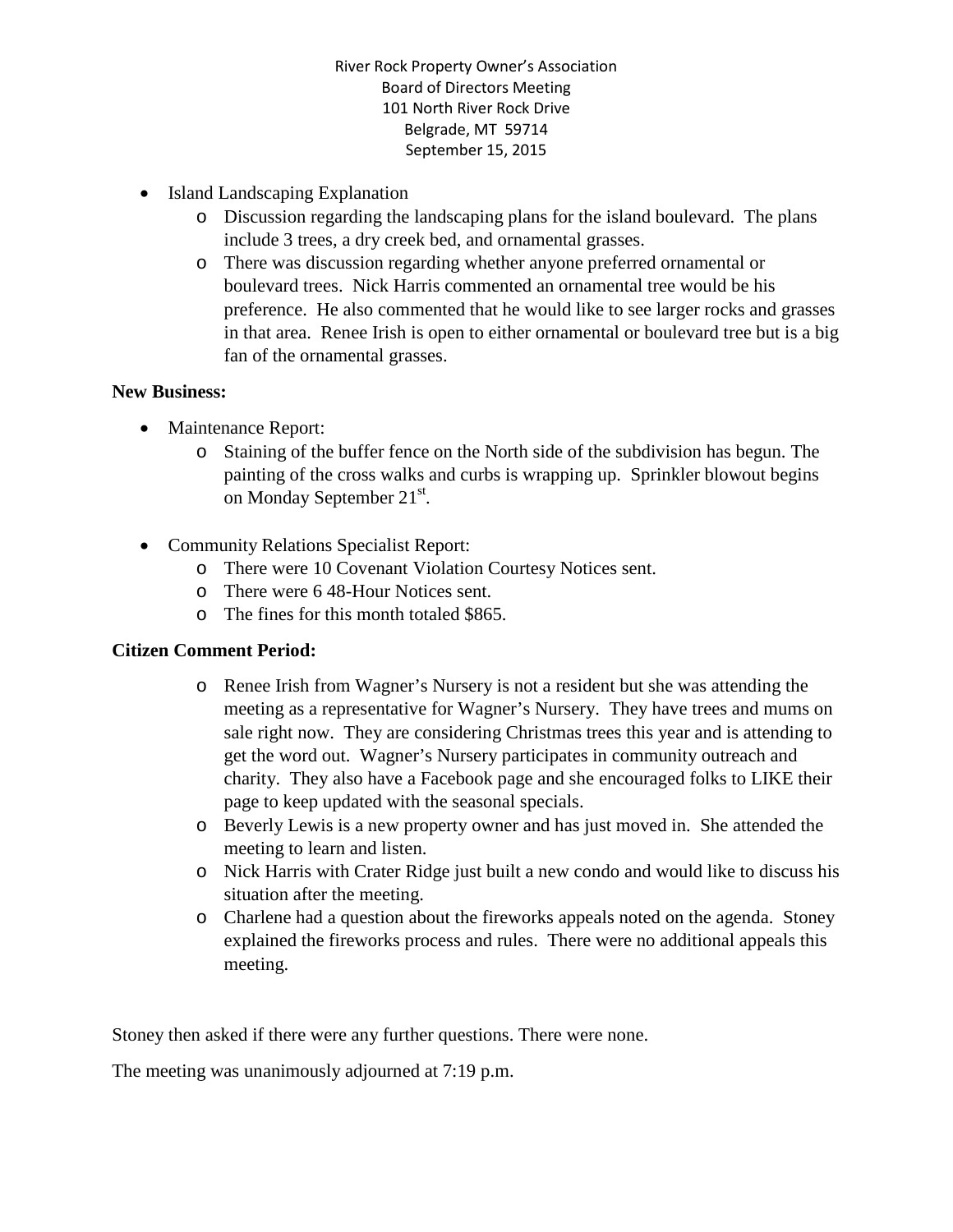River Rock Property Owner's Association
Board of Directors Meeting
101 North River Rock Drive
Belgrade, MT 59714
September 15, 2015

- Island Landscaping Explanation
  - Discussion regarding the landscaping plans for the island boulevard. The plans include 3 trees, a dry creek bed, and ornamental grasses.
  - There was discussion regarding whether anyone preferred ornamental or boulevard trees. Nick Harris commented an ornamental tree would be his preference. He also commented that he would like to see larger rocks and grasses in that area. Renee Irish is open to either ornamental or boulevard tree but is a big fan of the ornamental grasses.

**New Business:**

- Maintenance Report:
  - Staining of the buffer fence on the North side of the subdivision has begun. The painting of the cross walks and curbs is wrapping up. Sprinkler blowout begins on Monday September 21st.

- Community Relations Specialist Report:
  - There were 10 Covenant Violation Courtesy Notices sent.
  - There were 6 48-Hour Notices sent.
  - The fines for this month totaled $865.

**Citizen Comment Period:**

- Renee Irish from Wagner's Nursery is not a resident but she was attending the meeting as a representative for Wagner's Nursery. They have trees and mums on sale right now. They are considering Christmas trees this year and is attending to get the word out. Wagner's Nursery participates in community outreach and charity. They also have a Facebook page and she encouraged folks to LIKE their page to keep updated with the seasonal specials.
- Beverly Lewis is a new property owner and has just moved in. She attended the meeting to learn and listen.
- Nick Harris with Crater Ridge just built a new condo and would like to discuss his situation after the meeting.
- Charlene had a question about the fireworks appeals noted on the agenda. Stoney explained the fireworks process and rules. There were no additional appeals this meeting.

Stoney then asked if there were any further questions. There were none.

The meeting was unanimously adjourned at 7:19 p.m.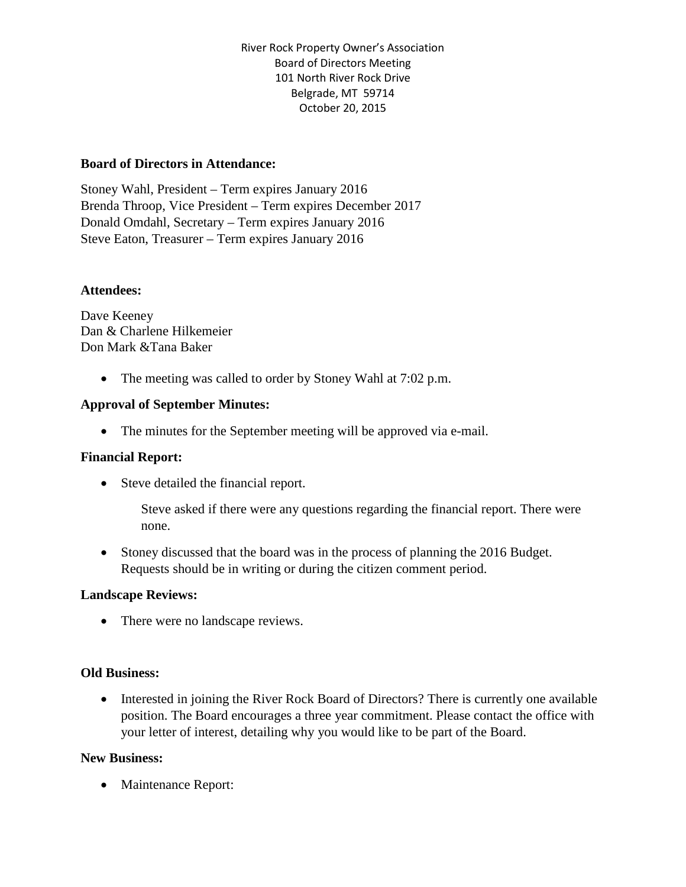River Rock Property Owner's Association
Board of Directors Meeting
101 North River Rock Drive
Belgrade, MT 59714
October 20, 2015

**Board of Directors in Attendance:**

Stoney Wahl, President – Term expires January 2016
Brenda Throop, Vice President – Term expires December 2017
Donald Omdahl, Secretary – Term expires January 2016
Steve Eaton, Treasurer – Term expires January 2016

**Attendees:**

Dave Keeney
Dan & Charlene Hilkemeier
Don Mark &Tana Baker

- The meeting was called to order by Stoney Wahl at 7:02 p.m.

**Approval of September Minutes:**

- The minutes for the September meeting will be approved via e-mail.

**Financial Report:**

- Steve detailed the financial report.

  Steve asked if there were any questions regarding the financial report. There were none.

- Stoney discussed that the board was in the process of planning the 2016 Budget. Requests should be in writing or during the citizen comment period.

**Landscape Reviews:**

- There were no landscape reviews.

**Old Business:**

- Interested in joining the River Rock Board of Directors? There is currently one available position. The Board encourages a three year commitment. Please contact the office with your letter of interest, detailing why you would like to be part of the Board.

**New Business:**

- Maintenance Report: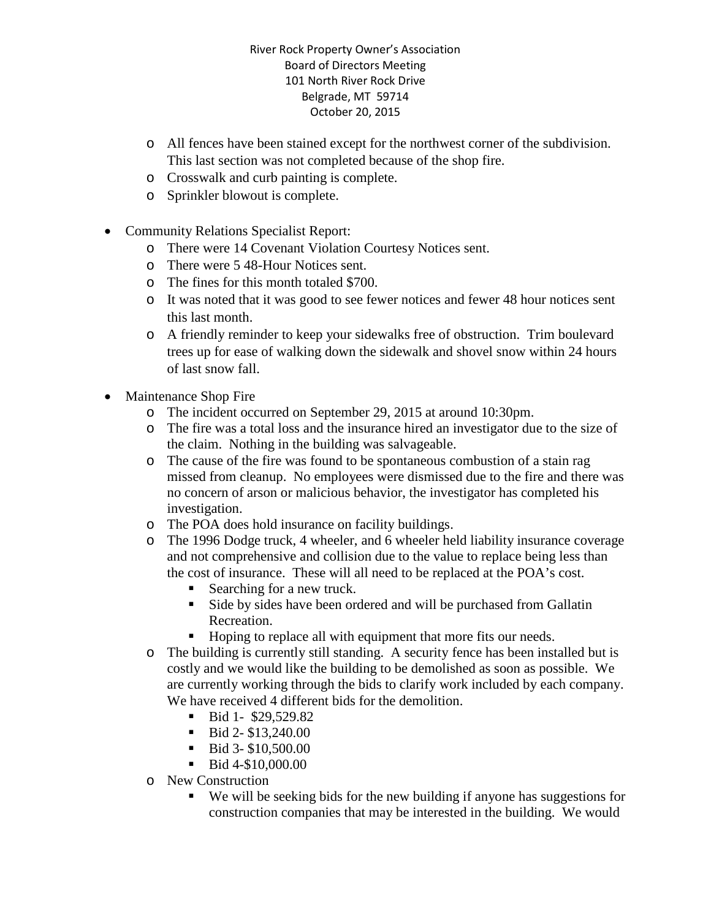River Rock Property Owner's Association
Board of Directors Meeting
101 North River Rock Drive
Belgrade, MT 59714
October 20, 2015

  - All fences have been stained except for the northwest corner of the subdivision. This last section was not completed because of the shop fire.
  - Crosswalk and curb painting is complete.
  - Sprinkler blowout is complete.

- Community Relations Specialist Report:
  - There were 14 Covenant Violation Courtesy Notices sent.
  - There were 5 48-Hour Notices sent.
  - The fines for this month totaled $700.
  - It was noted that it was good to see fewer notices and fewer 48 hour notices sent this last month.
  - A friendly reminder to keep your sidewalks free of obstruction. Trim boulevard trees up for ease of walking down the sidewalk and shovel snow within 24 hours of last snow fall.
- Maintenance Shop Fire
  - The incident occurred on September 29, 2015 at around 10:30pm.
  - The fire was a total loss and the insurance hired an investigator due to the size of the claim. Nothing in the building was salvageable.
  - The cause of the fire was found to be spontaneous combustion of a stain rag missed from cleanup. No employees were dismissed due to the fire and there was no concern of arson or malicious behavior, the investigator has completed his investigation.
  - The POA does hold insurance on facility buildings.
  - The 1996 Dodge truck, 4 wheeler, and 6 wheeler held liability insurance coverage and not comprehensive and collision due to the value to replace being less than the cost of insurance. These will all need to be replaced at the POA's cost.
    - Searching for a new truck.
    - Side by sides have been ordered and will be purchased from Gallatin Recreation.
    - Hoping to replace all with equipment that more fits our needs.
  - The building is currently still standing. A security fence has been installed but is costly and we would like the building to be demolished as soon as possible. We are currently working through the bids to clarify work included by each company. We have received 4 different bids for the demolition.
    - Bid 1- $29,529.82
    - Bid 2- $13,240.00
    - Bid 3- $10,500.00
    - Bid 4-$10,000.00
  - New Construction
    - We will be seeking bids for the new building if anyone has suggestions for construction companies that may be interested in the building. We would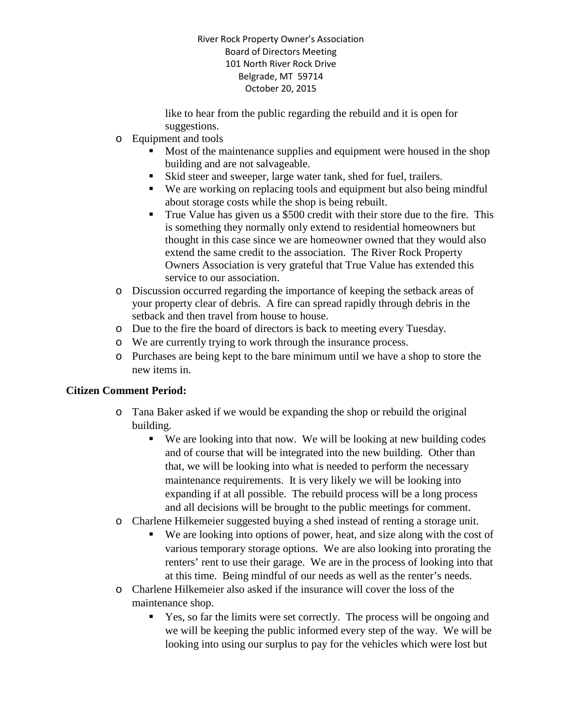like to hear from the public regarding the rebuild and it is open for suggestions.

- Equipment and tools
  - Most of the maintenance supplies and equipment were housed in the shop building and are not salvageable.
  - Skid steer and sweeper, large water tank, shed for fuel, trailers.
  - We are working on replacing tools and equipment but also being mindful about storage costs while the shop is being rebuilt.
  - True Value has given us a $500 credit with their store due to the fire. This is something they normally only extend to residential homeowners but thought in this case since we are homeowner owned that they would also extend the same credit to the association. The River Rock Property Owners Association is very grateful that True Value has extended this service to our association.
- Discussion occurred regarding the importance of keeping the setback areas of your property clear of debris. A fire can spread rapidly through debris in the setback and then travel from house to house.
- Due to the fire the board of directors is back to meeting every Tuesday.
- We are currently trying to work through the insurance process.
- Purchases are being kept to the bare minimum until we have a shop to store the new items in.

**Citizen Comment Period:**

- Tana Baker asked if we would be expanding the shop or rebuild the original building.
  - We are looking into that now. We will be looking at new building codes and of course that will be integrated into the new building. Other than that, we will be looking into what is needed to perform the necessary maintenance requirements. It is very likely we will be looking into expanding if at all possible. The rebuild process will be a long process and all decisions will be brought to the public meetings for comment.
- Charlene Hilkemeier suggested buying a shed instead of renting a storage unit.
  - We are looking into options of power, heat, and size along with the cost of various temporary storage options. We are also looking into prorating the renters' rent to use their garage. We are in the process of looking into that at this time. Being mindful of our needs as well as the renter's needs.
- Charlene Hilkemeier also asked if the insurance will cover the loss of the maintenance shop.
  - Yes, so far the limits were set correctly. The process will be ongoing and we will be keeping the public informed every step of the way. We will be looking into using our surplus to pay for the vehicles which were lost but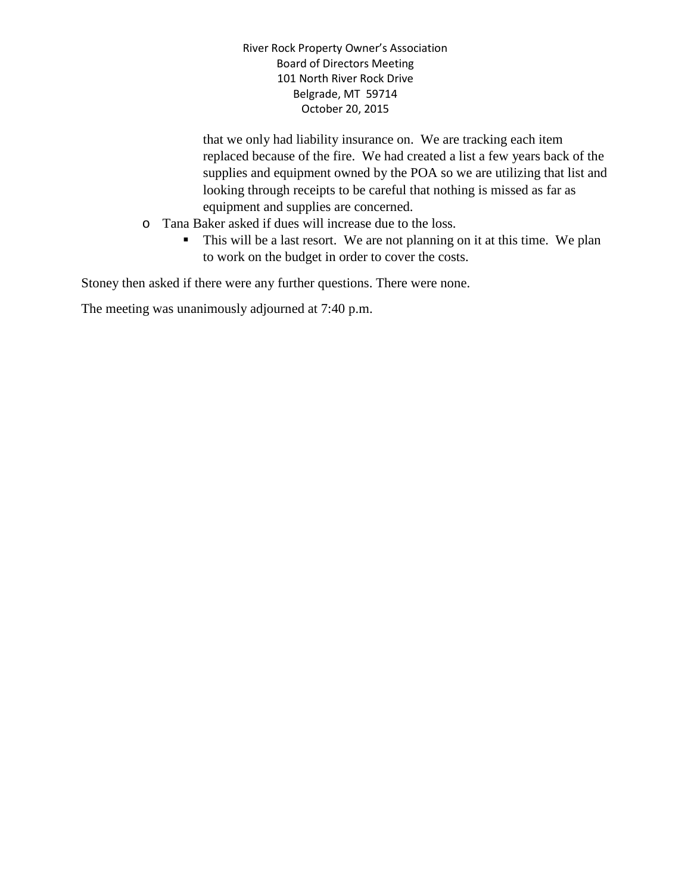that we only had liability insurance on. We are tracking each item replaced because of the fire. We had created a list a few years back of the supplies and equipment owned by the POA so we are utilizing that list and looking through receipts to be careful that nothing is missed as far as equipment and supplies are concerned.

- Tana Baker asked if dues will increase due to the loss.
  - This will be a last resort. We are not planning on it at this time. We plan to work on the budget in order to cover the costs.

Stoney then asked if there were any further questions. There were none.

The meeting was unanimously adjourned at 7:40 p.m.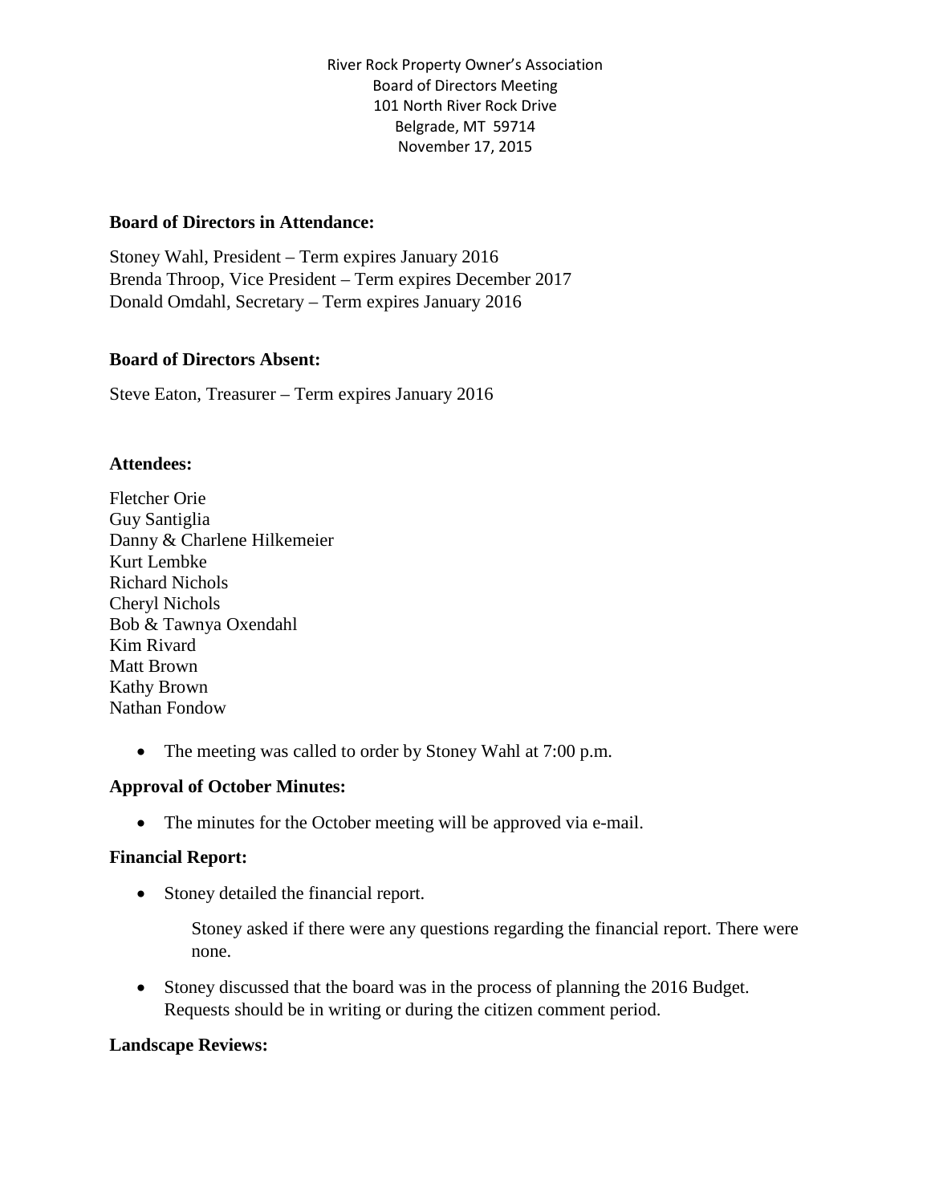River Rock Property Owner's Association
Board of Directors Meeting
101 North River Rock Drive
Belgrade, MT 59714
November 17, 2015

**Board of Directors in Attendance:**

Stoney Wahl, President – Term expires January 2016
Brenda Throop, Vice President – Term expires December 2017
Donald Omdahl, Secretary – Term expires January 2016

**Board of Directors Absent:**

Steve Eaton, Treasurer – Term expires January 2016

**Attendees:**

Fletcher Orie
Guy Santiglia
Danny & Charlene Hilkemeier
Kurt Lembke
Richard Nichols
Cheryl Nichols
Bob & Tawnya Oxendahl
Kim Rivard
Matt Brown
Kathy Brown
Nathan Fondow

- The meeting was called to order by Stoney Wahl at 7:00 p.m.

**Approval of October Minutes:**

- The minutes for the October meeting will be approved via e-mail.

**Financial Report:**

- Stoney detailed the financial report.

  Stoney asked if there were any questions regarding the financial report. There were none.

- Stoney discussed that the board was in the process of planning the 2016 Budget. Requests should be in writing or during the citizen comment period.

**Landscape Reviews:**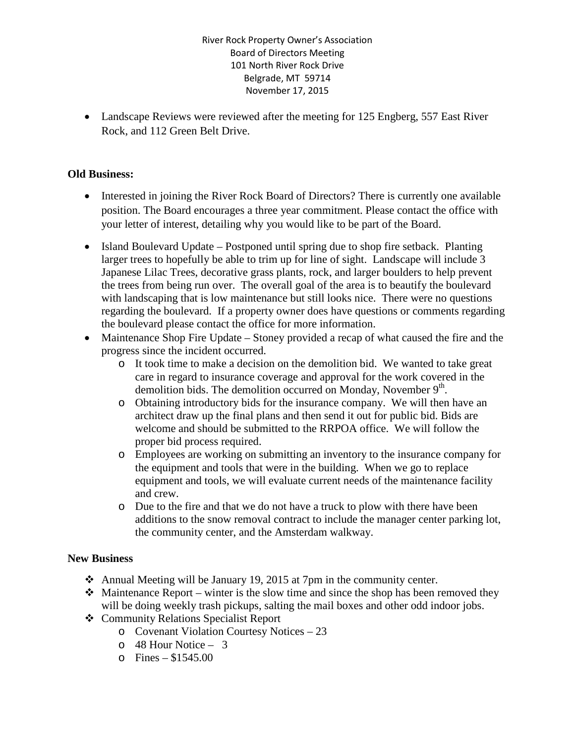River Rock Property Owner's Association
Board of Directors Meeting
101 North River Rock Drive
Belgrade, MT 59714
November 17, 2015

- Landscape Reviews were reviewed after the meeting for 125 Engberg, 557 East River Rock, and 112 Green Belt Drive.

**Old Business:**

- Interested in joining the River Rock Board of Directors? There is currently one available position. The Board encourages a three year commitment. Please contact the office with your letter of interest, detailing why you would like to be part of the Board.

- Island Boulevard Update – Postponed until spring due to shop fire setback. Planting larger trees to hopefully be able to trim up for line of sight. Landscape will include 3 Japanese Lilac Trees, decorative grass plants, rock, and larger boulders to help prevent the trees from being run over. The overall goal of the area is to beautify the boulevard with landscaping that is low maintenance but still looks nice. There were no questions regarding the boulevard. If a property owner does have questions or comments regarding the boulevard please contact the office for more information.
- Maintenance Shop Fire Update – Stoney provided a recap of what caused the fire and the progress since the incident occurred.
  - It took time to make a decision on the demolition bid. We wanted to take great care in regard to insurance coverage and approval for the work covered in the demolition bids. The demolition occurred on Monday, November 9th.
  - Obtaining introductory bids for the insurance company. We will then have an architect draw up the final plans and then send it out for public bid. Bids are welcome and should be submitted to the RRPOA office. We will follow the proper bid process required.
  - Employees are working on submitting an inventory to the insurance company for the equipment and tools that were in the building. When we go to replace equipment and tools, we will evaluate current needs of the maintenance facility and crew.
  - Due to the fire and that we do not have a truck to plow with there have been additions to the snow removal contract to include the manager center parking lot, the community center, and the Amsterdam walkway.

**New Business**

- Annual Meeting will be January 19, 2015 at 7pm in the community center.
- Maintenance Report – winter is the slow time and since the shop has been removed they will be doing weekly trash pickups, salting the mail boxes and other odd indoor jobs.
- Community Relations Specialist Report
  - Covenant Violation Courtesy Notices – 23
  - 48 Hour Notice – 3
  - Fines – $1545.00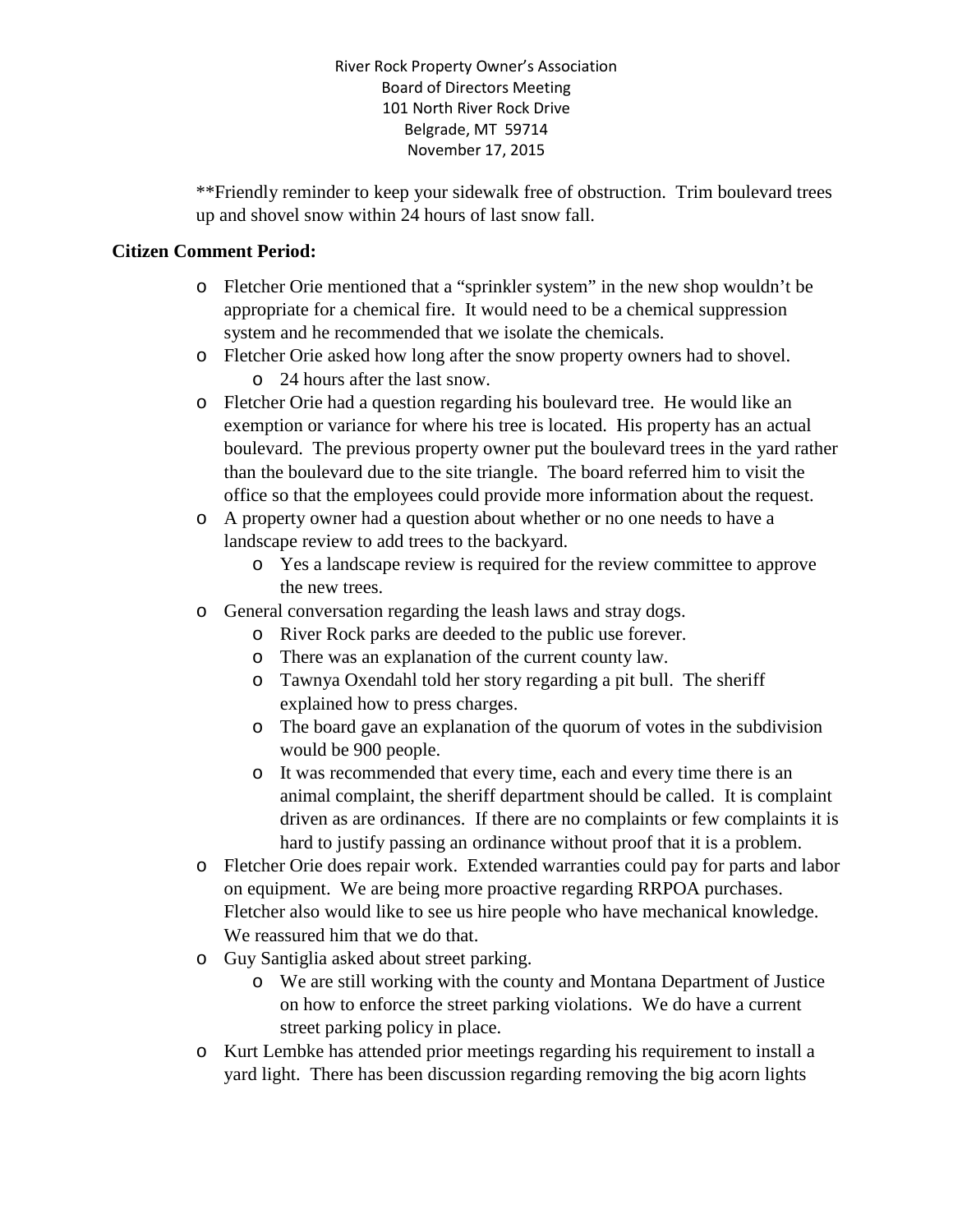River Rock Property Owner's Association
Board of Directors Meeting
101 North River Rock Drive
Belgrade, MT 59714
November 17, 2015

**Friendly reminder to keep your sidewalk free of obstruction. Trim boulevard trees up and shovel snow within 24 hours of last snow fall.

**Citizen Comment Period:**

- Fletcher Orie mentioned that a "sprinkler system" in the new shop wouldn't be appropriate for a chemical fire. It would need to be a chemical suppression system and he recommended that we isolate the chemicals.
- Fletcher Orie asked how long after the snow property owners had to shovel.
  - 24 hours after the last snow.
- Fletcher Orie had a question regarding his boulevard tree. He would like an exemption or variance for where his tree is located. His property has an actual boulevard. The previous property owner put the boulevard trees in the yard rather than the boulevard due to the site triangle. The board referred him to visit the office so that the employees could provide more information about the request.
- A property owner had a question about whether or no one needs to have a landscape review to add trees to the backyard.
  - Yes a landscape review is required for the review committee to approve the new trees.
- General conversation regarding the leash laws and stray dogs.
  - River Rock parks are deeded to the public use forever.
  - There was an explanation of the current county law.
  - Tawnya Oxendahl told her story regarding a pit bull. The sheriff explained how to press charges.
  - The board gave an explanation of the quorum of votes in the subdivision would be 900 people.
  - It was recommended that every time, each and every time there is an animal complaint, the sheriff department should be called. It is complaint driven as are ordinances. If there are no complaints or few complaints it is hard to justify passing an ordinance without proof that it is a problem.
- Fletcher Orie does repair work. Extended warranties could pay for parts and labor on equipment. We are being more proactive regarding RRPOA purchases. Fletcher also would like to see us hire people who have mechanical knowledge. We reassured him that we do that.
- Guy Santiglia asked about street parking.
  - We are still working with the county and Montana Department of Justice on how to enforce the street parking violations. We do have a current street parking policy in place.
- Kurt Lembke has attended prior meetings regarding his requirement to install a yard light. There has been discussion regarding removing the big acorn lights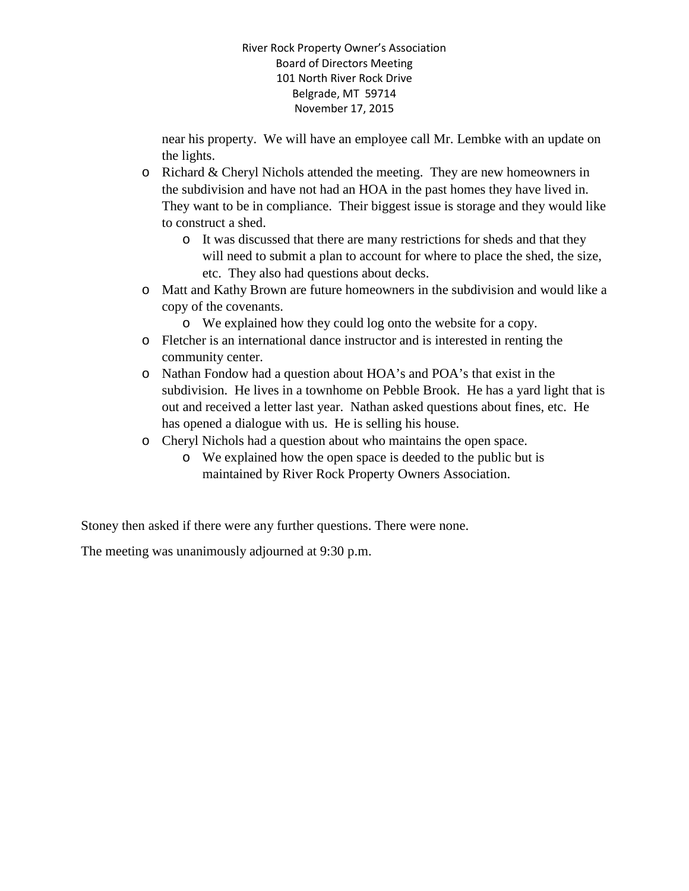near his property. We will have an employee call Mr. Lembke with an update on the lights.

- Richard & Cheryl Nichols attended the meeting. They are new homeowners in the subdivision and have not had an HOA in the past homes they have lived in. They want to be in compliance. Their biggest issue is storage and they would like to construct a shed.
  - It was discussed that there are many restrictions for sheds and that they will need to submit a plan to account for where to place the shed, the size, etc. They also had questions about decks.
- Matt and Kathy Brown are future homeowners in the subdivision and would like a copy of the covenants.
  - We explained how they could log onto the website for a copy.
- Fletcher is an international dance instructor and is interested in renting the community center.
- Nathan Fondow had a question about HOA's and POA's that exist in the subdivision. He lives in a townhome on Pebble Brook. He has a yard light that is out and received a letter last year. Nathan asked questions about fines, etc. He has opened a dialogue with us. He is selling his house.
- Cheryl Nichols had a question about who maintains the open space.
  - We explained how the open space is deeded to the public but is maintained by River Rock Property Owners Association.

Stoney then asked if there were any further questions. There were none.

The meeting was unanimously adjourned at 9:30 p.m.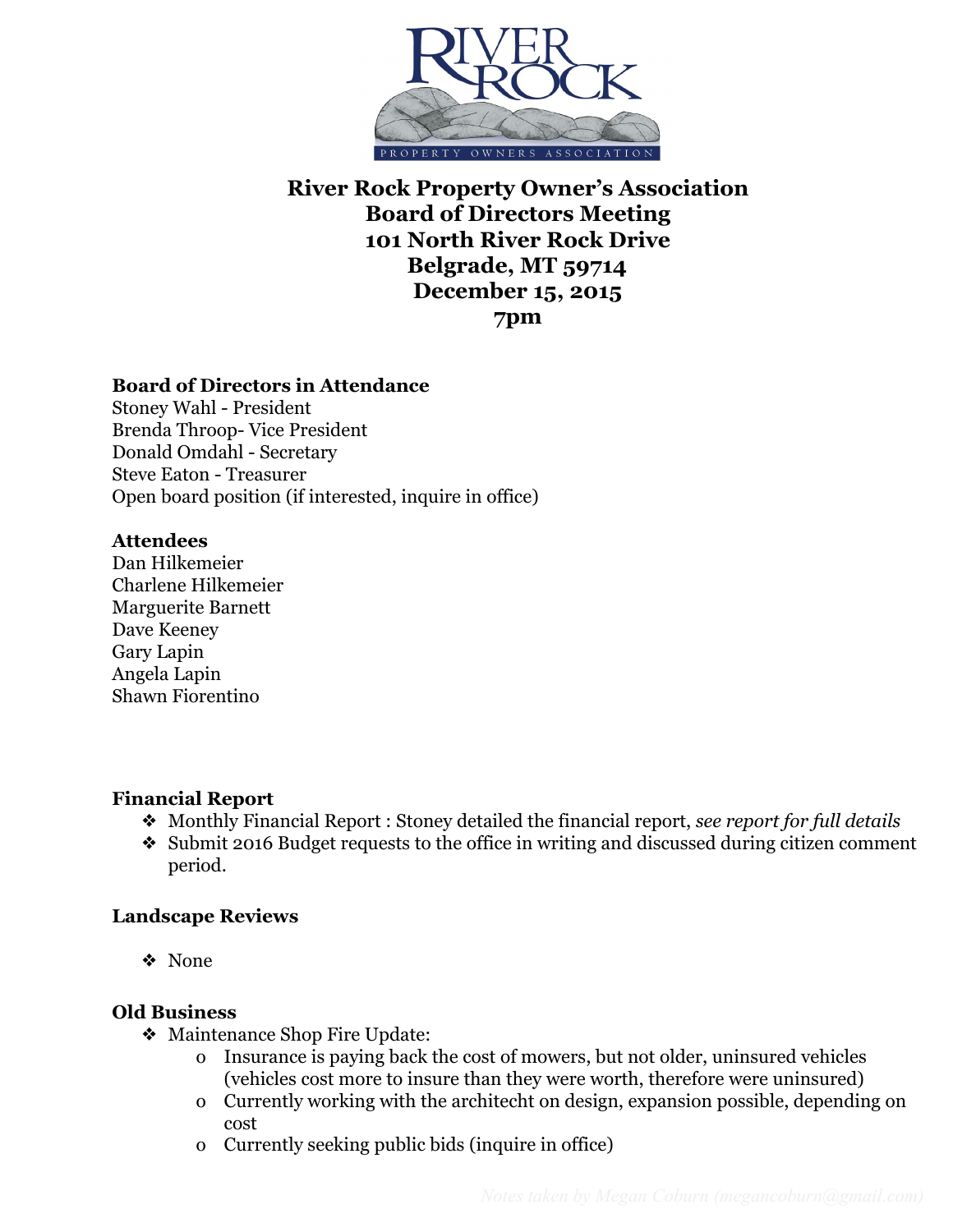# River Rock Property Owner's Association
# Board of Directors Meeting
# 101 North River Rock Drive
# Belgrade, MT 59714
# December 15, 2015
# 7pm

**Board of Directors in Attendance**
Stoney Wahl - President
Brenda Throop- Vice President
Donald Omdahl - Secretary
Steve Eaton - Treasurer
Open board position (if interested, inquire in office)

**Attendees**
Dan Hilkemeier
Charlene Hilkemeier
Marguerite Barnett
Dave Keeney
Gary Lapin
Angela Lapin
Shawn Fiorentino

**Financial Report**

- Monthly Financial Report : Stoney detailed the financial report, *see report for full details*
- Submit 2016 Budget requests to the office in writing and discussed during citizen comment period.

**Landscape Reviews**

- None

**Old Business**

- Maintenance Shop Fire Update:
  - Insurance is paying back the cost of mowers, but not older, uninsured vehicles (vehicles cost more to insure than they were worth, therefore were uninsured)
  - Currently working with the architecht on design, expansion possible, depending on cost
  - Currently seeking public bids (inquire in office)

Notes taken by Megan Coburn (megancoburn@gmail.com)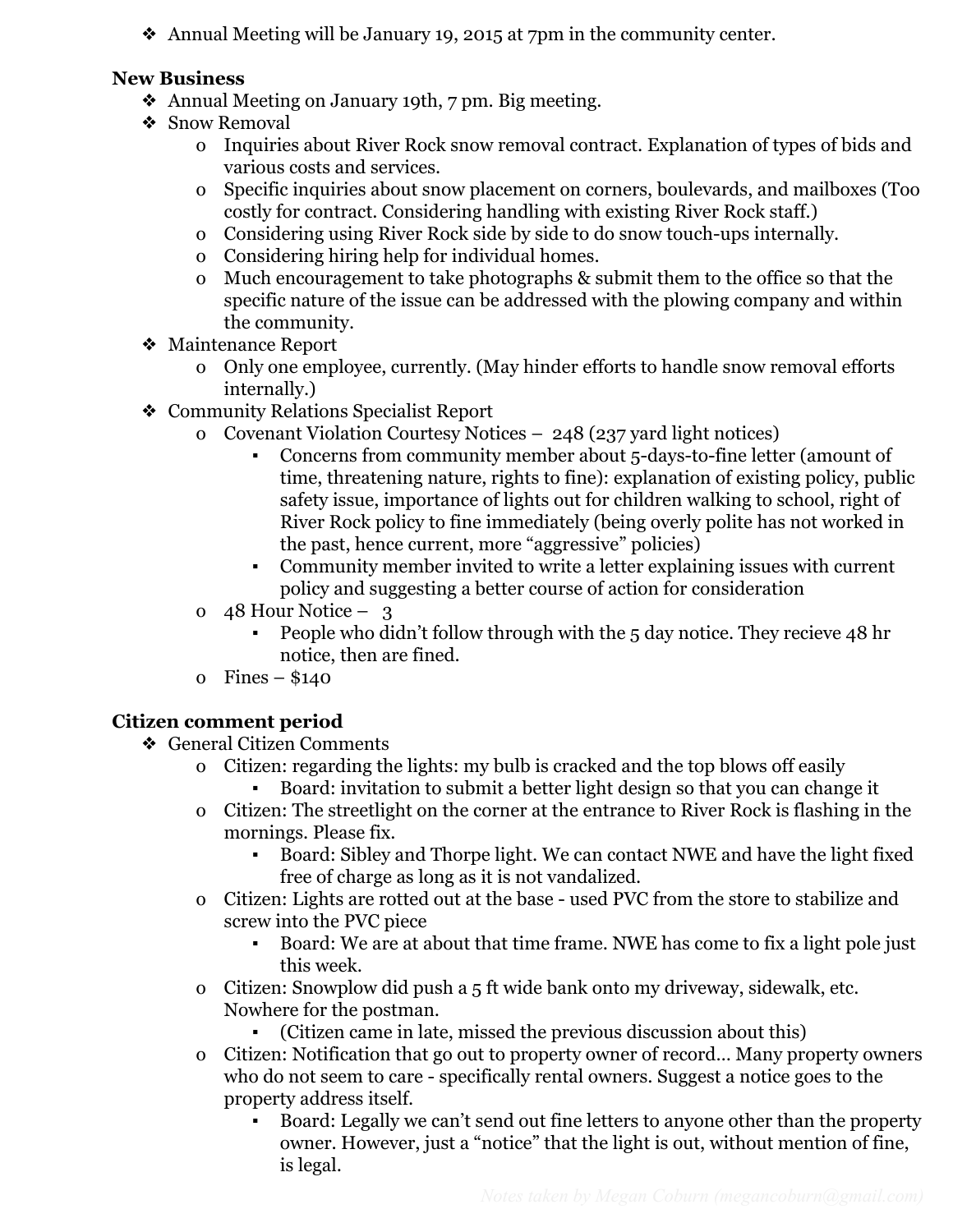- Annual Meeting will be January 19, 2015 at 7pm in the community center.

**New Business**

- Annual Meeting on January 19th, 7 pm. Big meeting.
- Snow Removal
  - Inquiries about River Rock snow removal contract. Explanation of types of bids and various costs and services.
  - Specific inquiries about snow placement on corners, boulevards, and mailboxes (Too costly for contract. Considering handling with existing River Rock staff.)
  - Considering using River Rock side by side to do snow touch-ups internally.
  - Considering hiring help for individual homes.
  - Much encouragement to take photographs & submit them to the office so that the specific nature of the issue can be addressed with the plowing company and within the community.
- Maintenance Report
  - Only one employee, currently. (May hinder efforts to handle snow removal efforts internally.)
- Community Relations Specialist Report
  - Covenant Violation Courtesy Notices – 248 (237 yard light notices)
    - Concerns from community member about 5-days-to-fine letter (amount of time, threatening nature, rights to fine): explanation of existing policy, public safety issue, importance of lights out for children walking to school, right of River Rock policy to fine immediately (being overly polite has not worked in the past, hence current, more "aggressive" policies)
    - Community member invited to write a letter explaining issues with current policy and suggesting a better course of action for consideration
  - 48 Hour Notice – 3
    - People who didn't follow through with the 5 day notice. They recieve 48 hr notice, then are fined.
  - Fines – $140

**Citizen comment period**

- General Citizen Comments
  - Citizen: regarding the lights: my bulb is cracked and the top blows off easily
    - Board: invitation to submit a better light design so that you can change it
  - Citizen: The streetlight on the corner at the entrance to River Rock is flashing in the mornings. Please fix.
    - Board: Sibley and Thorpe light. We can contact NWE and have the light fixed free of charge as long as it is not vandalized.
  - Citizen: Lights are rotted out at the base - used PVC from the store to stabilize and screw into the PVC piece
    - Board: We are at about that time frame. NWE has come to fix a light pole just this week.
  - Citizen: Snowplow did push a 5 ft wide bank onto my driveway, sidewalk, etc. Nowhere for the postman.
    - (Citizen came in late, missed the previous discussion about this)
  - Citizen: Notification that go out to property owner of record… Many property owners who do not seem to care - specifically rental owners. Suggest a notice goes to the property address itself.
    - Board: Legally we can't send out fine letters to anyone other than the property owner. However, just a "notice" that the light is out, without mention of fine, is legal.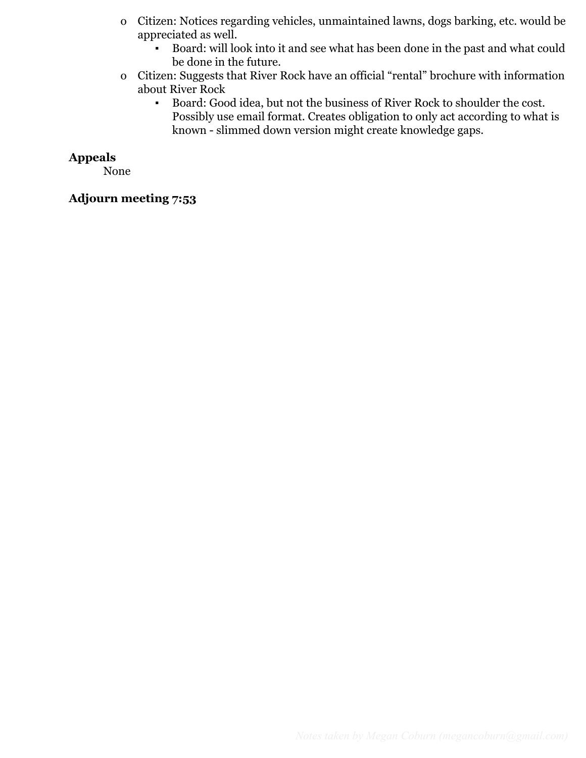- Citizen: Notices regarding vehicles, unmaintained lawns, dogs barking, etc. would be appreciated as well.
    - Board: will look into it and see what has been done in the past and what could be done in the future.
- Citizen: Suggests that River Rock have an official "rental" brochure with information about River Rock
    - Board: Good idea, but not the business of River Rock to shoulder the cost. Possibly use email format. Creates obligation to only act according to what is known - slimmed down version might create knowledge gaps.

**Appeals**

None

**Adjourn meeting 7:53**